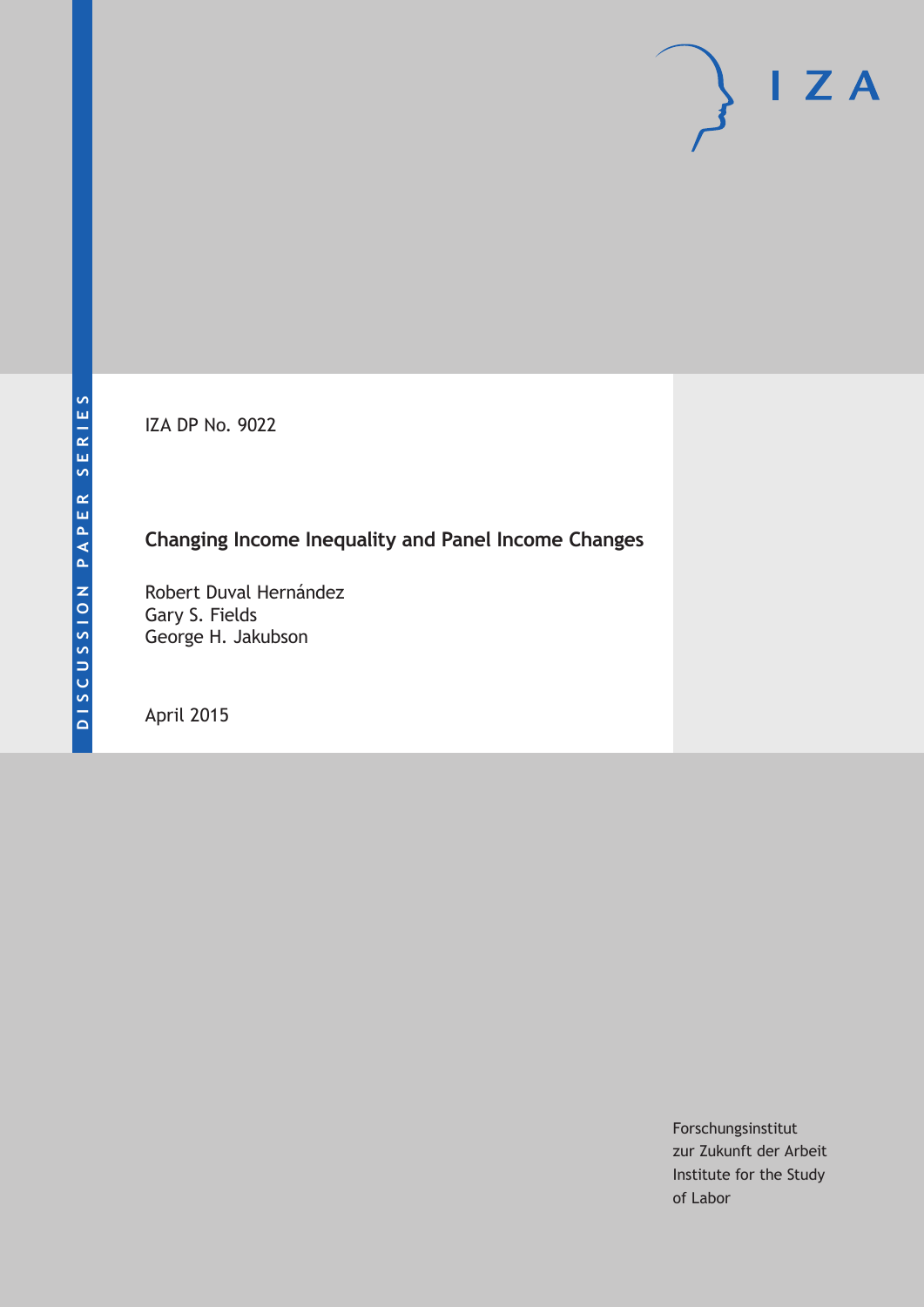DISCUSSION PAPER SERIES

IZA DP No. 9022

# Changing Income Inequality and Panel Income Changes

Robert Duval Hernández
Gary S. Fields
George H. Jakubson

April 2015

Forschungsinstitut
zur Zukunft der Arbeit
Institute for the Study
of Labor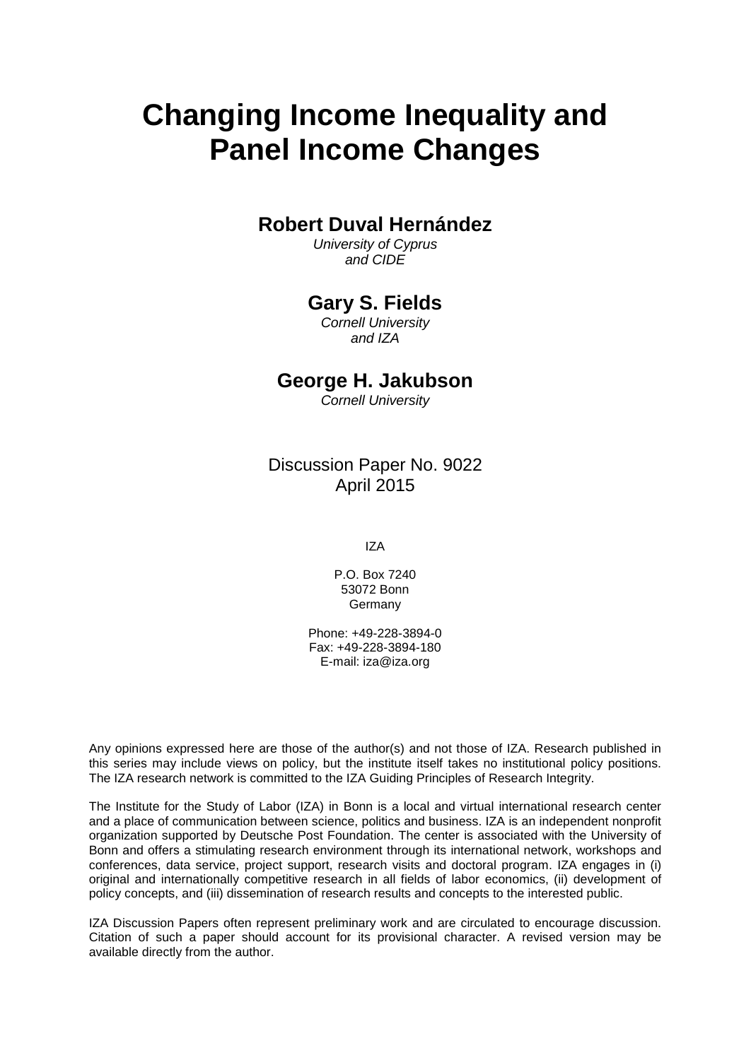# Changing Income Inequality and Panel Income Changes

**Robert Duval Hernández**
*University of Cyprus and CIDE*

**Gary S. Fields**
*Cornell University and IZA*

**George H. Jakubson**
*Cornell University*

Discussion Paper No. 9022
April 2015

IZA

P.O. Box 7240
53072 Bonn
Germany

Phone: +49-228-3894-0
Fax: +49-228-3894-180
E-mail: iza@iza.org

Any opinions expressed here are those of the author(s) and not those of IZA. Research published in this series may include views on policy, but the institute itself takes no institutional policy positions. The IZA research network is committed to the IZA Guiding Principles of Research Integrity.

The Institute for the Study of Labor (IZA) in Bonn is a local and virtual international research center and a place of communication between science, politics and business. IZA is an independent nonprofit organization supported by Deutsche Post Foundation. The center is associated with the University of Bonn and offers a stimulating research environment through its international network, workshops and conferences, data service, project support, research visits and doctoral program. IZA engages in (i) original and internationally competitive research in all fields of labor economics, (ii) development of policy concepts, and (iii) dissemination of research results and concepts to the interested public.

IZA Discussion Papers often represent preliminary work and are circulated to encourage discussion. Citation of such a paper should account for its provisional character. A revised version may be available directly from the author.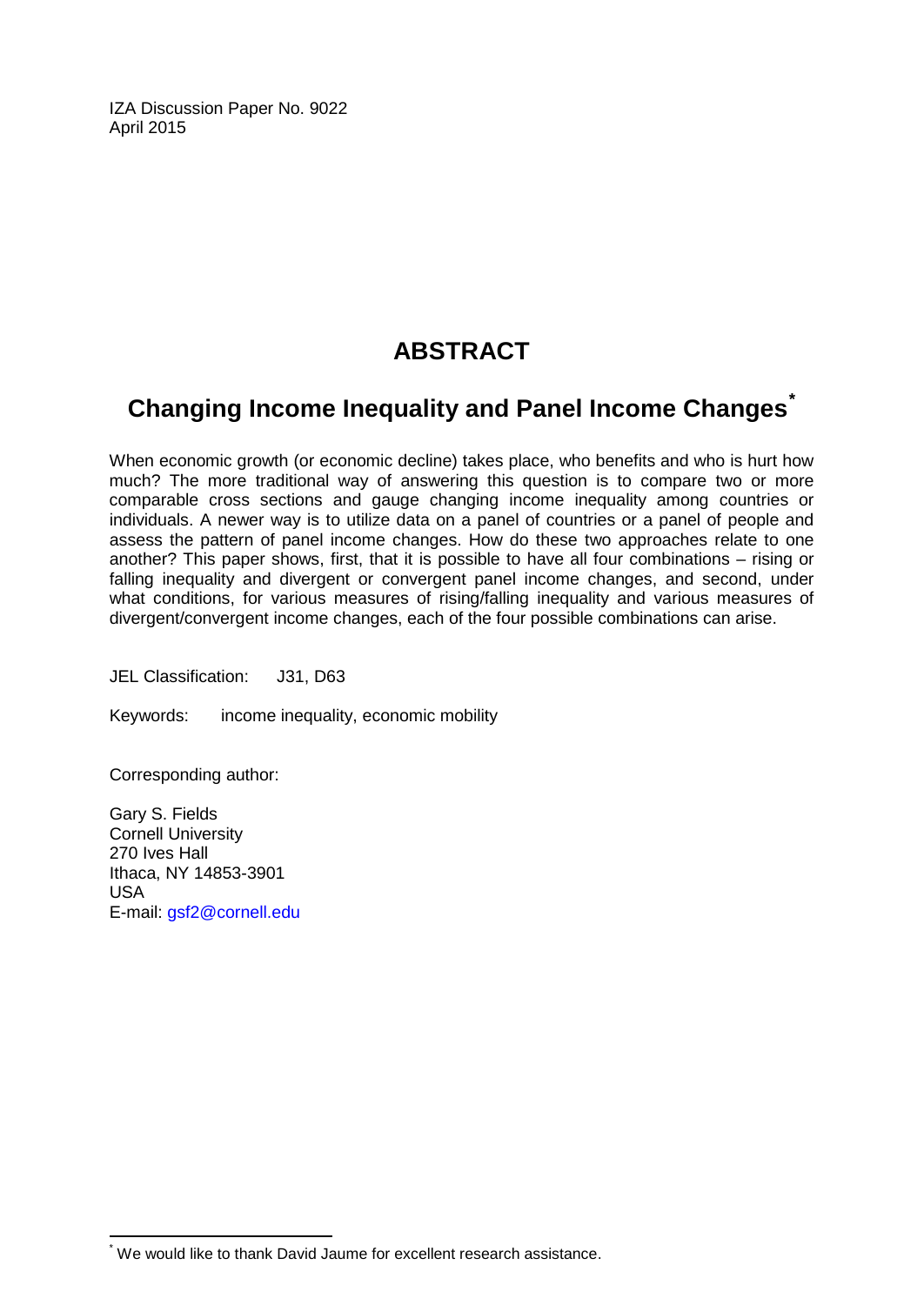IZA Discussion Paper No. 9022
April 2015

# ABSTRACT

## Changing Income Inequality and Panel Income Changes*

When economic growth (or economic decline) takes place, who benefits and who is hurt how much? The more traditional way of answering this question is to compare two or more comparable cross sections and gauge changing income inequality among countries or individuals. A newer way is to utilize data on a panel of countries or a panel of people and assess the pattern of panel income changes. How do these two approaches relate to one another? This paper shows, first, that it is possible to have all four combinations – rising or falling inequality and divergent or convergent panel income changes, and second, under what conditions, for various measures of rising/falling inequality and various measures of divergent/convergent income changes, each of the four possible combinations can arise.

JEL Classification: J31, D63

Keywords: income inequality, economic mobility

Corresponding author:

Gary S. Fields
Cornell University
270 Ives Hall
Ithaca, NY 14853-3901
USA
E-mail: gsf2@cornell.edu

---

* We would like to thank David Jaume for excellent research assistance.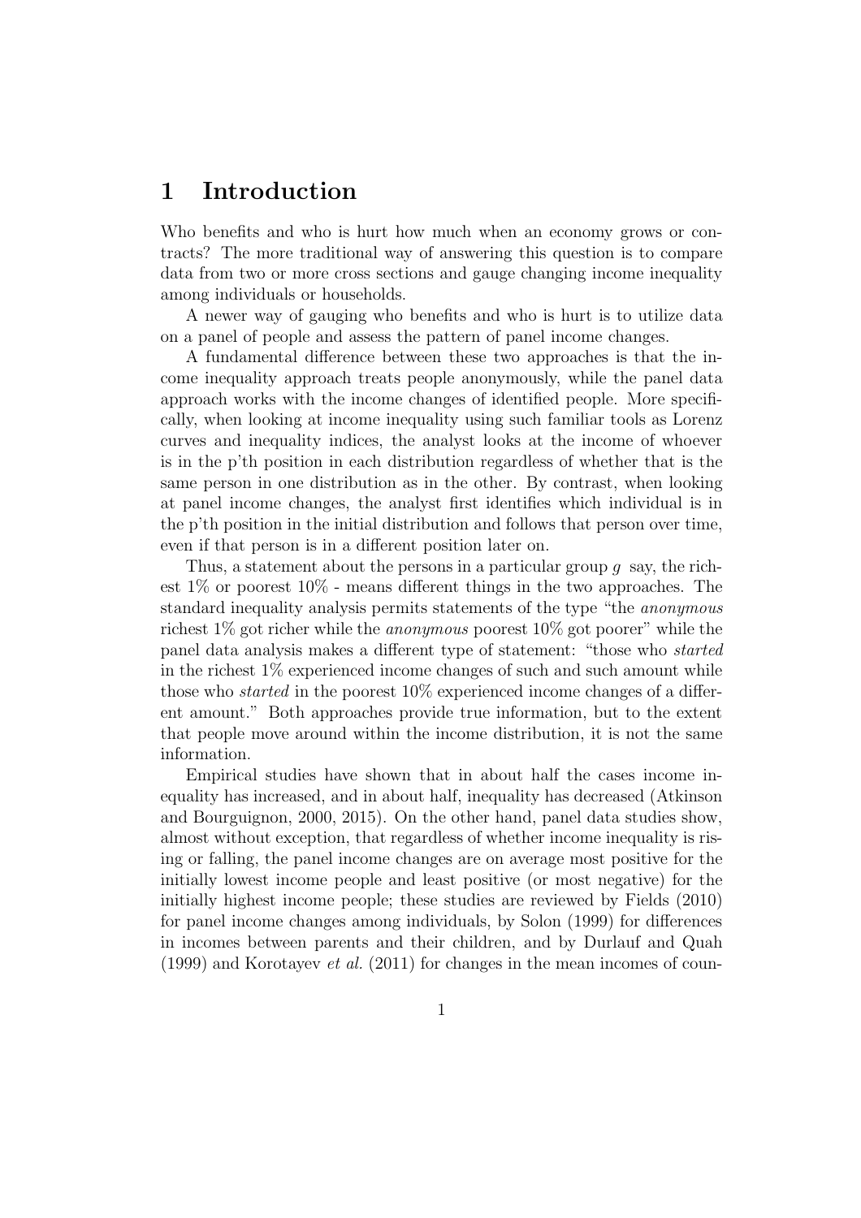# 1 Introduction

Who benefits and who is hurt how much when an economy grows or contracts? The more traditional way of answering this question is to compare data from two or more cross sections and gauge changing income inequality among individuals or households.

A newer way of gauging who benefits and who is hurt is to utilize data on a panel of people and assess the pattern of panel income changes.

A fundamental difference between these two approaches is that the income inequality approach treats people anonymously, while the panel data approach works with the income changes of identified people. More specifically, when looking at income inequality using such familiar tools as Lorenz curves and inequality indices, the analyst looks at the income of whoever is in the p'th position in each distribution regardless of whether that is the same person in one distribution as in the other. By contrast, when looking at panel income changes, the analyst first identifies which individual is in the p'th position in the initial distribution and follows that person over time, even if that person is in a different position later on.

Thus, a statement about the persons in a particular group $g$ say, the richest 1% or poorest 10% - means different things in the two approaches. The standard inequality analysis permits statements of the type "the *anonymous* richest 1% got richer while the *anonymous* poorest 10% got poorer" while the panel data analysis makes a different type of statement: "those who *started* in the richest 1% experienced income changes of such and such amount while those who *started* in the poorest 10% experienced income changes of a different amount." Both approaches provide true information, but to the extent that people move around within the income distribution, it is not the same information.

Empirical studies have shown that in about half the cases income inequality has increased, and in about half, inequality has decreased (Atkinson and Bourguignon, 2000, 2015). On the other hand, panel data studies show, almost without exception, that regardless of whether income inequality is rising or falling, the panel income changes are on average most positive for the initially lowest income people and least positive (or most negative) for the initially highest income people; these studies are reviewed by Fields (2010) for panel income changes among individuals, by Solon (1999) for differences in incomes between parents and their children, and by Durlauf and Quah (1999) and Korotayev *et al.* (2011) for changes in the mean incomes of coun-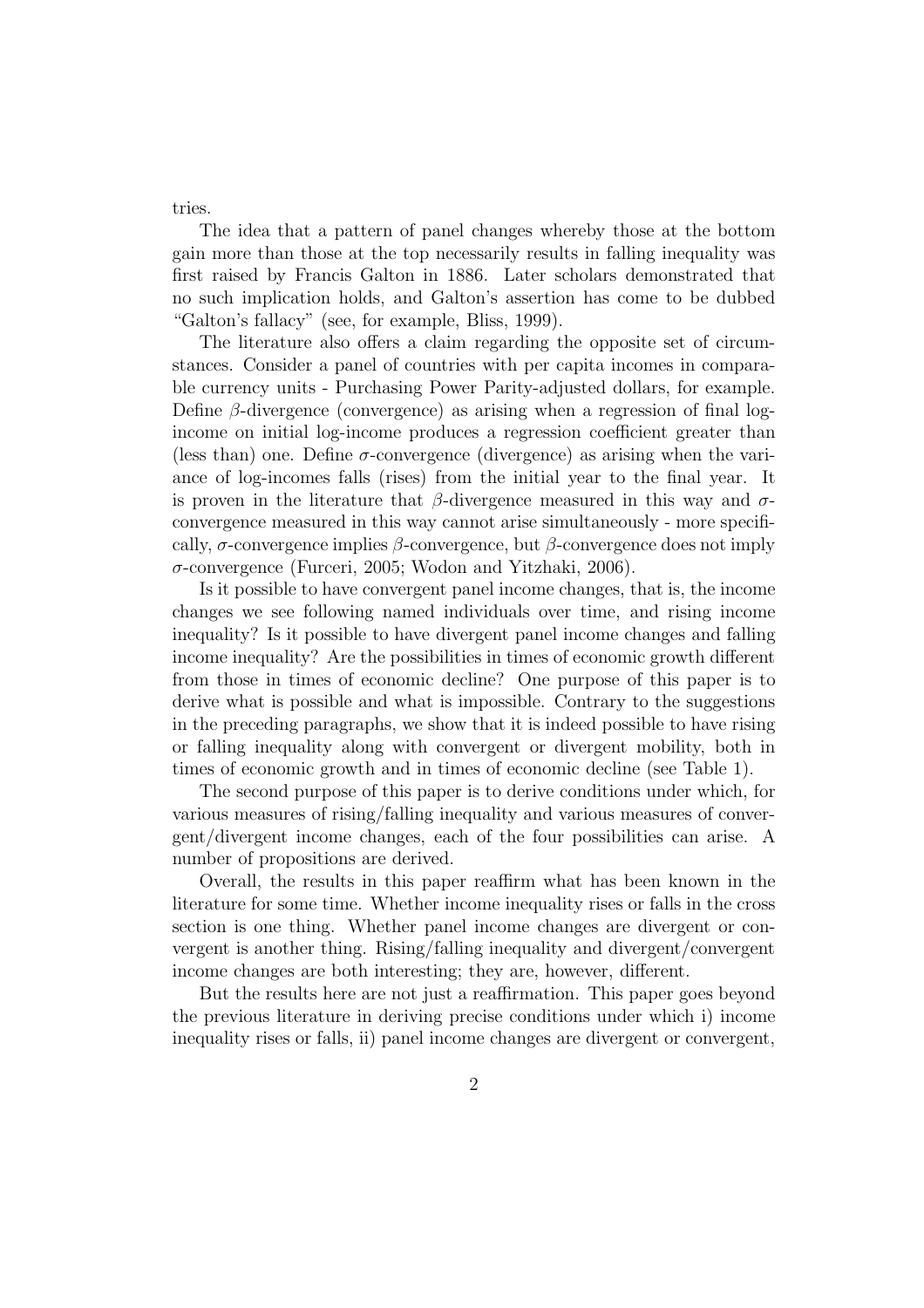tries.

The idea that a pattern of panel changes whereby those at the bottom gain more than those at the top necessarily results in falling inequality was first raised by Francis Galton in 1886. Later scholars demonstrated that no such implication holds, and Galton's assertion has come to be dubbed "Galton's fallacy" (see, for example, Bliss, 1999).

The literature also offers a claim regarding the opposite set of circumstances. Consider a panel of countries with per capita incomes in comparable currency units - Purchasing Power Parity-adjusted dollars, for example. Define $\beta$-divergence (convergence) as arising when a regression of final log-income on initial log-income produces a regression coefficient greater than (less than) one. Define $\sigma$-convergence (divergence) as arising when the variance of log-incomes falls (rises) from the initial year to the final year. It is proven in the literature that $\beta$-divergence measured in this way and $\sigma$-convergence measured in this way cannot arise simultaneously - more specifically, $\sigma$-convergence implies $\beta$-convergence, but $\beta$-convergence does not imply $\sigma$-convergence (Furceri, 2005; Wodon and Yitzhaki, 2006).

Is it possible to have convergent panel income changes, that is, the income changes we see following named individuals over time, and rising income inequality? Is it possible to have divergent panel income changes and falling income inequality? Are the possibilities in times of economic growth different from those in times of economic decline? One purpose of this paper is to derive what is possible and what is impossible. Contrary to the suggestions in the preceding paragraphs, we show that it is indeed possible to have rising or falling inequality along with convergent or divergent mobility, both in times of economic growth and in times of economic decline (see Table 1).

The second purpose of this paper is to derive conditions under which, for various measures of rising/falling inequality and various measures of convergent/divergent income changes, each of the four possibilities can arise. A number of propositions are derived.

Overall, the results in this paper reaffirm what has been known in the literature for some time. Whether income inequality rises or falls in the cross section is one thing. Whether panel income changes are divergent or convergent is another thing. Rising/falling inequality and divergent/convergent income changes are both interesting; they are, however, different.

But the results here are not just a reaffirmation. This paper goes beyond the previous literature in deriving precise conditions under which i) income inequality rises or falls, ii) panel income changes are divergent or convergent,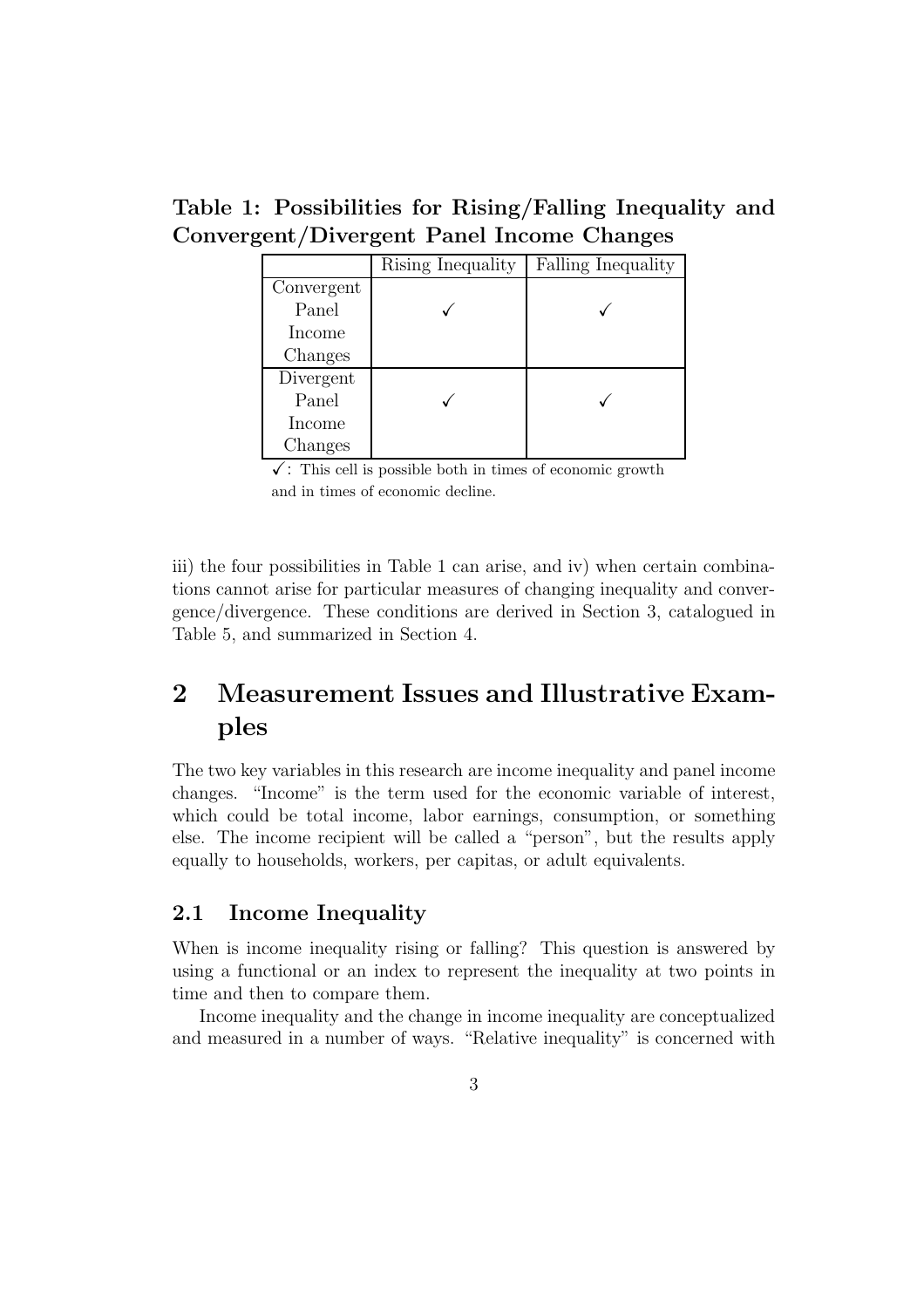**Table 1: Possibilities for Rising/Falling Inequality and Convergent/Divergent Panel Income Changes**

| | Rising Inequality | Falling Inequality |
|---|---|---|
| Convergent Panel Income Changes | ✓ | ✓ |
| Divergent Panel Income Changes | ✓ | ✓ |

✓: This cell is possible both in times of economic growth and in times of economic decline.

iii) the four possibilities in Table 1 can arise, and iv) when certain combinations cannot arise for particular measures of changing inequality and convergence/divergence. These conditions are derived in Section 3, catalogued in Table 5, and summarized in Section 4.

# 2 Measurement Issues and Illustrative Examples

The two key variables in this research are income inequality and panel income changes. "Income" is the term used for the economic variable of interest, which could be total income, labor earnings, consumption, or something else. The income recipient will be called a "person", but the results apply equally to households, workers, per capitas, or adult equivalents.

## 2.1 Income Inequality

When is income inequality rising or falling? This question is answered by using a functional or an index to represent the inequality at two points in time and then to compare them.

Income inequality and the change in income inequality are conceptualized and measured in a number of ways. "Relative inequality" is concerned with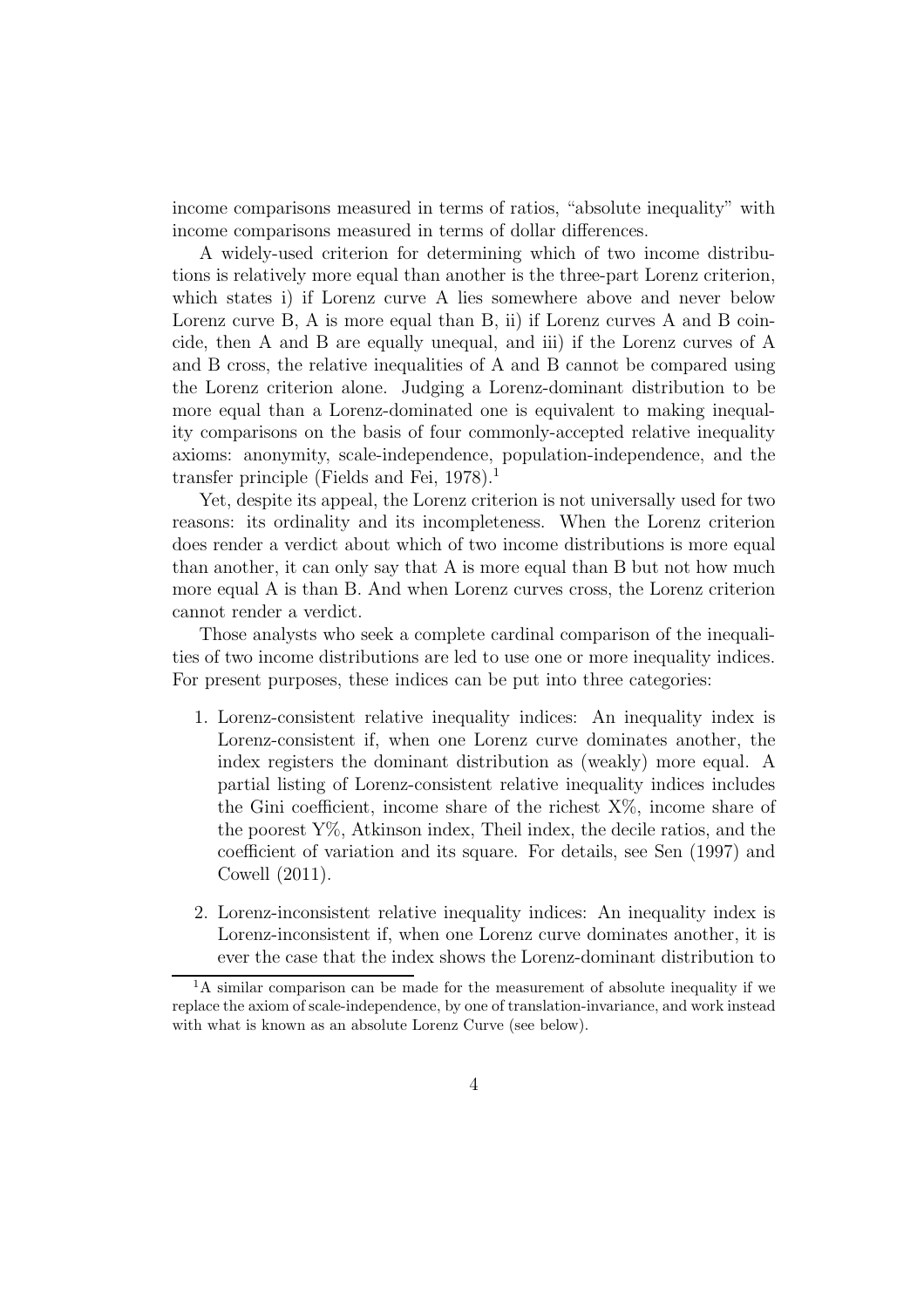income comparisons measured in terms of ratios, "absolute inequality" with income comparisons measured in terms of dollar differences.

A widely-used criterion for determining which of two income distributions is relatively more equal than another is the three-part Lorenz criterion, which states i) if Lorenz curve A lies somewhere above and never below Lorenz curve B, A is more equal than B, ii) if Lorenz curves A and B coincide, then A and B are equally unequal, and iii) if the Lorenz curves of A and B cross, the relative inequalities of A and B cannot be compared using the Lorenz criterion alone. Judging a Lorenz-dominant distribution to be more equal than a Lorenz-dominated one is equivalent to making inequality comparisons on the basis of four commonly-accepted relative inequality axioms: anonymity, scale-independence, population-independence, and the transfer principle (Fields and Fei, 1978).[1]

Yet, despite its appeal, the Lorenz criterion is not universally used for two reasons: its ordinality and its incompleteness. When the Lorenz criterion does render a verdict about which of two income distributions is more equal than another, it can only say that A is more equal than B but not how much more equal A is than B. And when Lorenz curves cross, the Lorenz criterion cannot render a verdict.

Those analysts who seek a complete cardinal comparison of the inequalities of two income distributions are led to use one or more inequality indices. For present purposes, these indices can be put into three categories:

1. Lorenz-consistent relative inequality indices: An inequality index is Lorenz-consistent if, when one Lorenz curve dominates another, the index registers the dominant distribution as (weakly) more equal. A partial listing of Lorenz-consistent relative inequality indices includes the Gini coefficient, income share of the richest X%, income share of the poorest Y%, Atkinson index, Theil index, the decile ratios, and the coefficient of variation and its square. For details, see Sen (1997) and Cowell (2011).

2. Lorenz-inconsistent relative inequality indices: An inequality index is Lorenz-inconsistent if, when one Lorenz curve dominates another, it is ever the case that the index shows the Lorenz-dominant distribution to

[1] A similar comparison can be made for the measurement of absolute inequality if we replace the axiom of scale-independence, by one of translation-invariance, and work instead with what is known as an absolute Lorenz Curve (see below).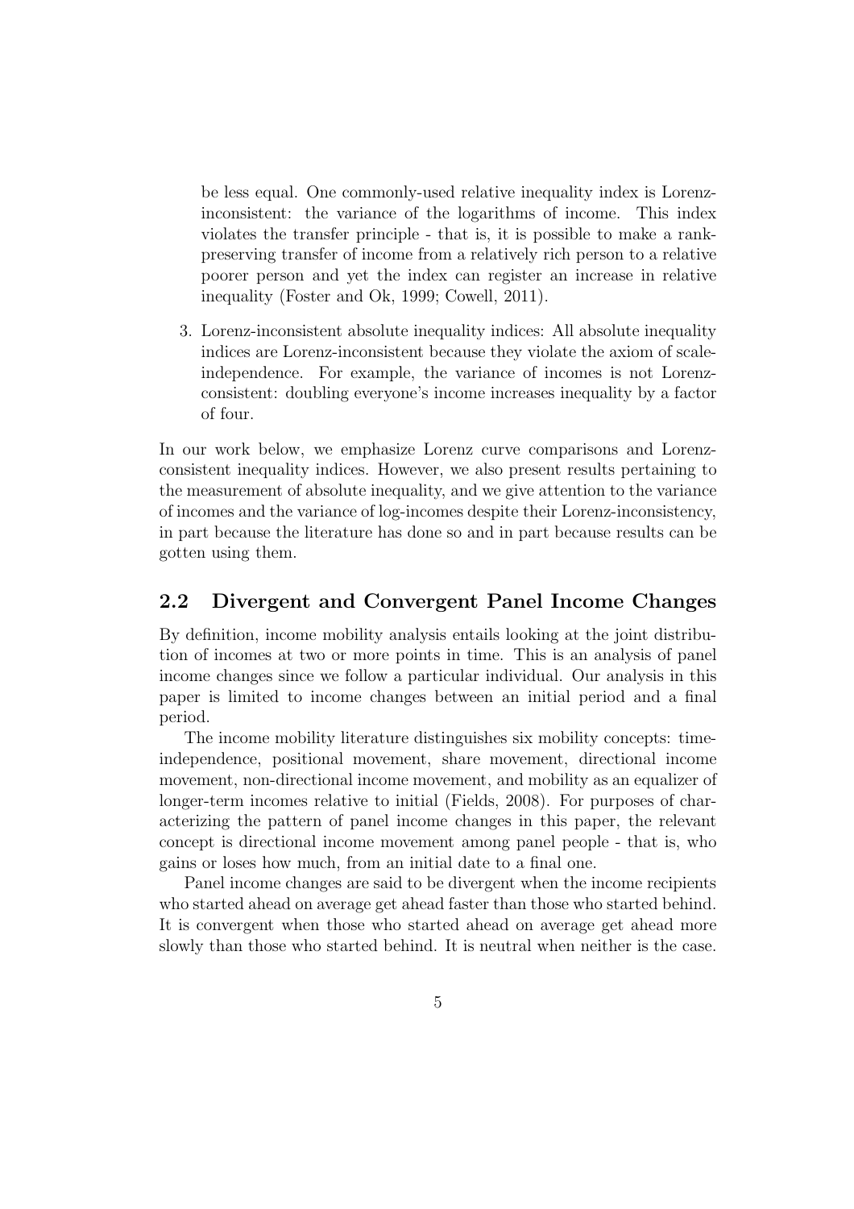be less equal. One commonly-used relative inequality index is Lorenz-inconsistent: the variance of the logarithms of income. This index violates the transfer principle - that is, it is possible to make a rank-preserving transfer of income from a relatively rich person to a relative poorer person and yet the index can register an increase in relative inequality (Foster and Ok, 1999; Cowell, 2011).

3. Lorenz-inconsistent absolute inequality indices: All absolute inequality indices are Lorenz-inconsistent because they violate the axiom of scale-independence. For example, the variance of incomes is not Lorenz-consistent: doubling everyone's income increases inequality by a factor of four.

In our work below, we emphasize Lorenz curve comparisons and Lorenz-consistent inequality indices. However, we also present results pertaining to the measurement of absolute inequality, and we give attention to the variance of incomes and the variance of log-incomes despite their Lorenz-inconsistency, in part because the literature has done so and in part because results can be gotten using them.

## 2.2 Divergent and Convergent Panel Income Changes

By definition, income mobility analysis entails looking at the joint distribution of incomes at two or more points in time. This is an analysis of panel income changes since we follow a particular individual. Our analysis in this paper is limited to income changes between an initial period and a final period.

The income mobility literature distinguishes six mobility concepts: time-independence, positional movement, share movement, directional income movement, non-directional income movement, and mobility as an equalizer of longer-term incomes relative to initial (Fields, 2008). For purposes of characterizing the pattern of panel income changes in this paper, the relevant concept is directional income movement among panel people - that is, who gains or loses how much, from an initial date to a final one.

Panel income changes are said to be divergent when the income recipients who started ahead on average get ahead faster than those who started behind. It is convergent when those who started ahead on average get ahead more slowly than those who started behind. It is neutral when neither is the case.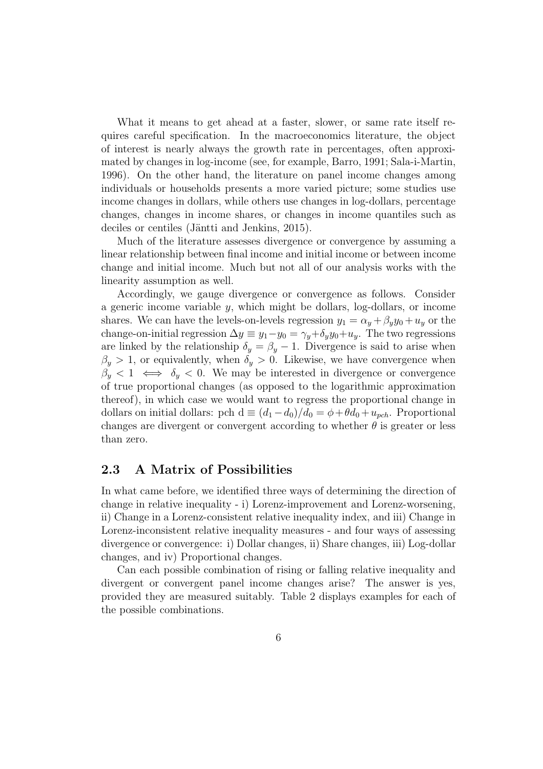What it means to get ahead at a faster, slower, or same rate itself requires careful specification. In the macroeconomics literature, the object of interest is nearly always the growth rate in percentages, often approximated by changes in log-income (see, for example, Barro, 1991; Sala-i-Martin, 1996). On the other hand, the literature on panel income changes among individuals or households presents a more varied picture; some studies use income changes in dollars, while others use changes in log-dollars, percentage changes, changes in income shares, or changes in income quantiles such as deciles or centiles (Jäntti and Jenkins, 2015).

Much of the literature assesses divergence or convergence by assuming a linear relationship between final income and initial income or between income change and initial income. Much but not all of our analysis works with the linearity assumption as well.

Accordingly, we gauge divergence or convergence as follows. Consider a generic income variable $y$, which might be dollars, log-dollars, or income shares. We can have the levels-on-levels regression $y_1 = \alpha_y + \beta_y y_0 + u_y$ or the change-on-initial regression $\Delta y \equiv y_1 - y_0 = \gamma_y + \delta_y y_0 + u_y$. The two regressions are linked by the relationship $\delta_y = \beta_y - 1$. Divergence is said to arise when $\beta_y > 1$, or equivalently, when $\delta_y > 0$. Likewise, we have convergence when $\beta_y < 1 \iff \delta_y < 0$. We may be interested in divergence or convergence of true proportional changes (as opposed to the logarithmic approximation thereof), in which case we would want to regress the proportional change in dollars on initial dollars: $\text{pch d} \equiv (d_1 - d_0)/d_0 = \phi + \theta d_0 + u_{pch}$. Proportional changes are divergent or convergent according to whether $\theta$ is greater or less than zero.

## 2.3 A Matrix of Possibilities

In what came before, we identified three ways of determining the direction of change in relative inequality - i) Lorenz-improvement and Lorenz-worsening, ii) Change in a Lorenz-consistent relative inequality index, and iii) Change in Lorenz-inconsistent relative inequality measures - and four ways of assessing divergence or convergence: i) Dollar changes, ii) Share changes, iii) Log-dollar changes, and iv) Proportional changes.

Can each possible combination of rising or falling relative inequality and divergent or convergent panel income changes arise? The answer is yes, provided they are measured suitably. Table 2 displays examples for each of the possible combinations.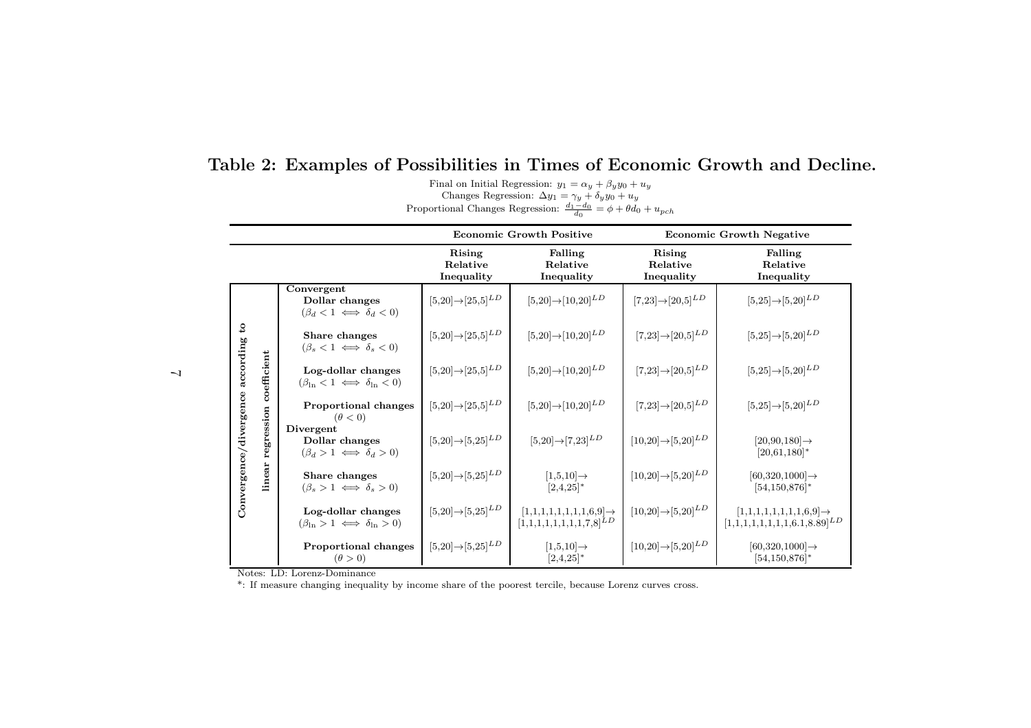# Table 2: Examples of Possibilities in Times of Economic Growth and Decline.

Final on Initial Regression: $y_1 = \alpha_y + \beta_y y_0 + u_y$

Changes Regression: $\Delta y_1 = \gamma_y + \delta_y y_0 + u_y$

Proportional Changes Regression: $\frac{d_1 - d_0}{d_0} = \phi + \theta d_0 + u_{pch}$

| Convergence/divergence according to linear regression coefficient | Economic Growth Positive | | Economic Growth Negative | |
|---|---|---|---|---|
| | Rising Relative Inequality | Falling Relative Inequality | Rising Relative Inequality | Falling Relative Inequality |
| **Convergent** | | | | |
| **Dollar changes** ($\beta_d < 1 \iff \delta_d < 0$) | [5,20]→[25,5]$^{LD}$ | [5,20]→[10,20]$^{LD}$ | [7,23]→[20,5]$^{LD}$ | [5,25]→[5,20]$^{LD}$ |
| **Share changes** ($\beta_s < 1 \iff \delta_s < 0$) | [5,20]→[25,5]$^{LD}$ | [5,20]→[10,20]$^{LD}$ | [7,23]→[20,5]$^{LD}$ | [5,25]→[5,20]$^{LD}$ |
| **Log-dollar changes** ($\beta_{\ln} < 1 \iff \delta_{\ln} < 0$) | [5,20]→[25,5]$^{LD}$ | [5,20]→[10,20]$^{LD}$ | [7,23]→[20,5]$^{LD}$ | [5,25]→[5,20]$^{LD}$ |
| **Proportional changes** ($\theta < 0$) | [5,20]→[25,5]$^{LD}$ | [5,20]→[10,20]$^{LD}$ | [7,23]→[20,5]$^{LD}$ | [5,25]→[5,20]$^{LD}$ |
| **Divergent** | | | | |
| **Dollar changes** ($\beta_d > 1 \iff \delta_d > 0$) | [5,20]→[5,25]$^{LD}$ | [5,20]→[7,23]$^{LD}$ | [10,20]→[5,20]$^{LD}$ | [20,90,180]→ [20,61,180]* |
| **Share changes** ($\beta_s > 1 \iff \delta_s > 0$) | [5,20]→[5,25]$^{LD}$ | [1,5,10]→ [2,4,25]* | [10,20]→[5,20]$^{LD}$ | [60,320,1000]→ [54,150,876]* |
| **Log-dollar changes** ($\beta_{\ln} > 1 \iff \delta_{\ln} > 0$) | [5,20]→[5,25]$^{LD}$ | [1,1,1,1,1,1,1,1,6,9]→ [1,1,1,1,1,1,1,1,7,8]$^{LD}$ | [10,20]→[5,20]$^{LD}$ | [1,1,1,1,1,1,1,1,6,9]→ [1,1,1,1,1,1,1,1,6.1,8.89]$^{LD}$ |
| **Proportional changes** ($\theta > 0$) | [5,20]→[5,25]$^{LD}$ | [1,5,10]→ [2,4,25]* | [10,20]→[5,20]$^{LD}$ | [60,320,1000]→ [54,150,876]* |

Notes: LD: Lorenz-Dominance

*: If measure changing inequality by income share of the poorest tercile, because Lorenz curves cross.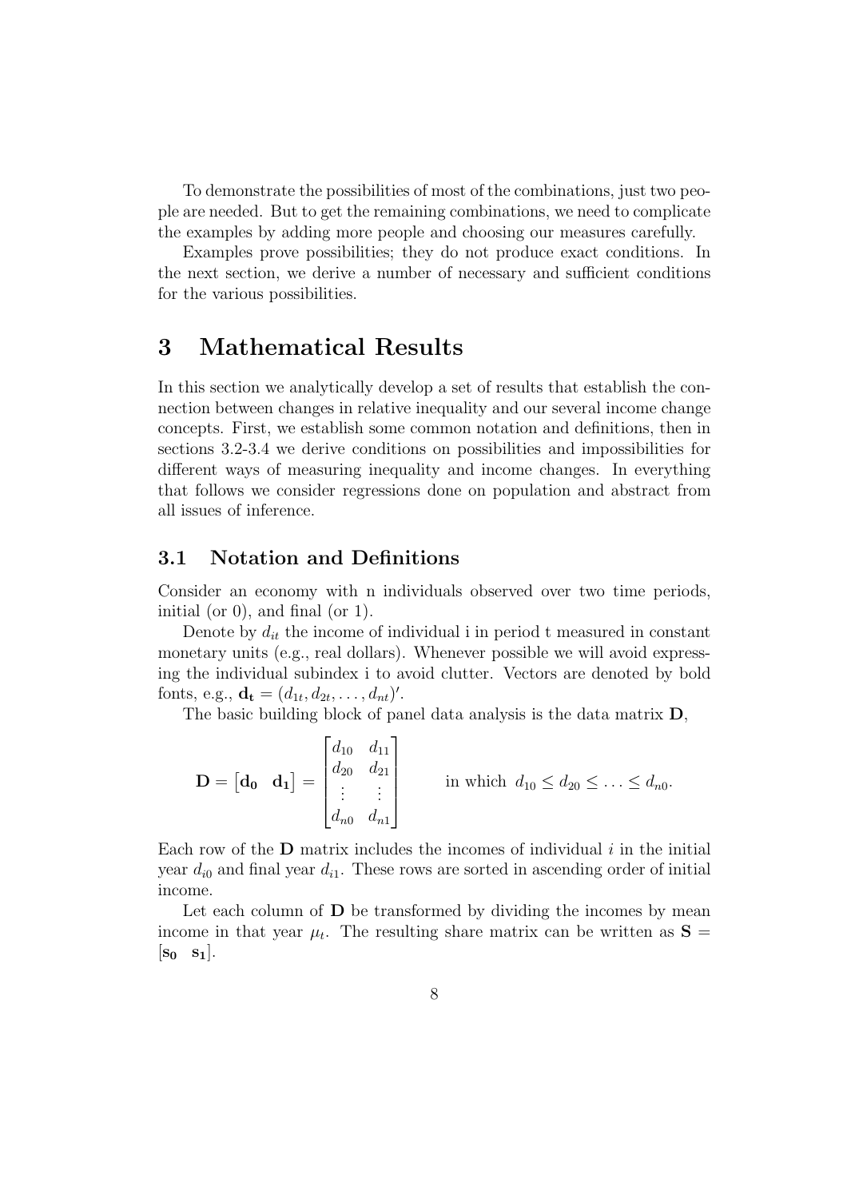To demonstrate the possibilities of most of the combinations, just two people are needed. But to get the remaining combinations, we need to complicate the examples by adding more people and choosing our measures carefully.

Examples prove possibilities; they do not produce exact conditions. In the next section, we derive a number of necessary and sufficient conditions for the various possibilities.

# 3 Mathematical Results

In this section we analytically develop a set of results that establish the connection between changes in relative inequality and our several income change concepts. First, we establish some common notation and definitions, then in sections 3.2-3.4 we derive conditions on possibilities and impossibilities for different ways of measuring inequality and income changes. In everything that follows we consider regressions done on population and abstract from all issues of inference.

## 3.1 Notation and Definitions

Consider an economy with n individuals observed over two time periods, initial (or 0), and final (or 1).

Denote by $d_{it}$ the income of individual i in period t measured in constant monetary units (e.g., real dollars). Whenever possible we will avoid expressing the individual subindex i to avoid clutter. Vectors are denoted by bold fonts, e.g., $\mathbf{d_t} = (d_{1t}, d_{2t}, \ldots, d_{nt})'$.

The basic building block of panel data analysis is the data matrix $\mathbf{D}$,

$$\mathbf{D} = \begin{bmatrix} \mathbf{d_0} & \mathbf{d_1} \end{bmatrix} = \begin{bmatrix} d_{10} & d_{11} \\ d_{20} & d_{21} \\ \vdots & \vdots \\ d_{n0} & d_{n1} \end{bmatrix} \qquad \text{in which } d_{10} \leq d_{20} \leq \ldots \leq d_{n0}.$$

Each row of the $\mathbf{D}$ matrix includes the incomes of individual $i$ in the initial year $d_{i0}$ and final year $d_{i1}$. These rows are sorted in ascending order of initial income.

Let each column of $\mathbf{D}$ be transformed by dividing the incomes by mean income in that year $\mu_t$. The resulting share matrix can be written as $\mathbf{S} = [\mathbf{s_0} \quad \mathbf{s_1}]$.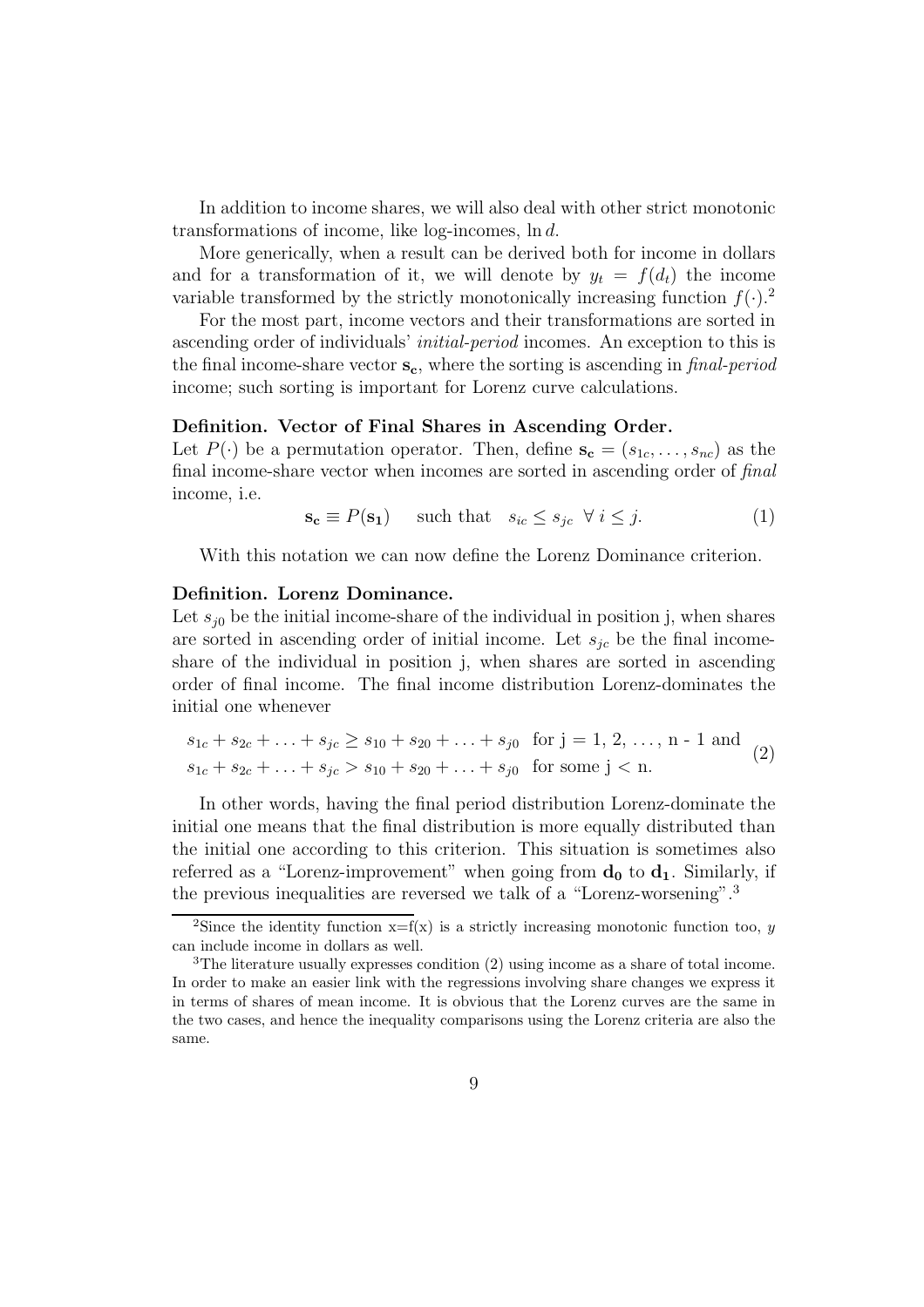In addition to income shares, we will also deal with other strict monotonic transformations of income, like log-incomes, $\ln d$.

More generically, when a result can be derived both for income in dollars and for a transformation of it, we will denote by $y_t = f(d_t)$ the income variable transformed by the strictly monotonically increasing function $f(\cdot)$.[2]

For the most part, income vectors and their transformations are sorted in ascending order of individuals' *initial-period* incomes. An exception to this is the final income-share vector $\mathbf{s_c}$, where the sorting is ascending in *final-period* income; such sorting is important for Lorenz curve calculations.

**Definition. Vector of Final Shares in Ascending Order.**
Let $P(\cdot)$ be a permutation operator. Then, define $\mathbf{s_c} = (s_{1c}, \ldots, s_{nc})$ as the final income-share vector when incomes are sorted in ascending order of *final* income, i.e.

$$\mathbf{s_c} \equiv P(\mathbf{s_1}) \quad \text{ such that } \quad s_{ic} \leq s_{jc} \;\; \forall \, i \leq j. \tag{1}$$

With this notation we can now define the Lorenz Dominance criterion.

**Definition. Lorenz Dominance.**
Let $s_{j0}$ be the initial income-share of the individual in position j, when shares are sorted in ascending order of initial income. Let $s_{jc}$ be the final income-share of the individual in position j, when shares are sorted in ascending order of final income. The final income distribution Lorenz-dominates the initial one whenever

$$\begin{aligned} &s_{1c} + s_{2c} + \ldots + s_{jc} \geq s_{10} + s_{20} + \ldots + s_{j0} \;\; \text{ for j = 1, 2, } \ldots \text{, n - 1 and} \\ &s_{1c} + s_{2c} + \ldots + s_{jc} > s_{10} + s_{20} + \ldots + s_{j0} \;\; \text{ for some j < n.} \end{aligned} \tag{2}$$

In other words, having the final period distribution Lorenz-dominate the initial one means that the final distribution is more equally distributed than the initial one according to this criterion. This situation is sometimes also referred as a "Lorenz-improvement" when going from $\mathbf{d_0}$ to $\mathbf{d_1}$. Similarly, if the previous inequalities are reversed we talk of a "Lorenz-worsening".[3]

---

[2] Since the identity function x=f(x) is a strictly increasing monotonic function too, $y$ can include income in dollars as well.

[3] The literature usually expresses condition (2) using income as a share of total income. In order to make an easier link with the regressions involving share changes we express it in terms of shares of mean income. It is obvious that the Lorenz curves are the same in the two cases, and hence the inequality comparisons using the Lorenz criteria are also the same.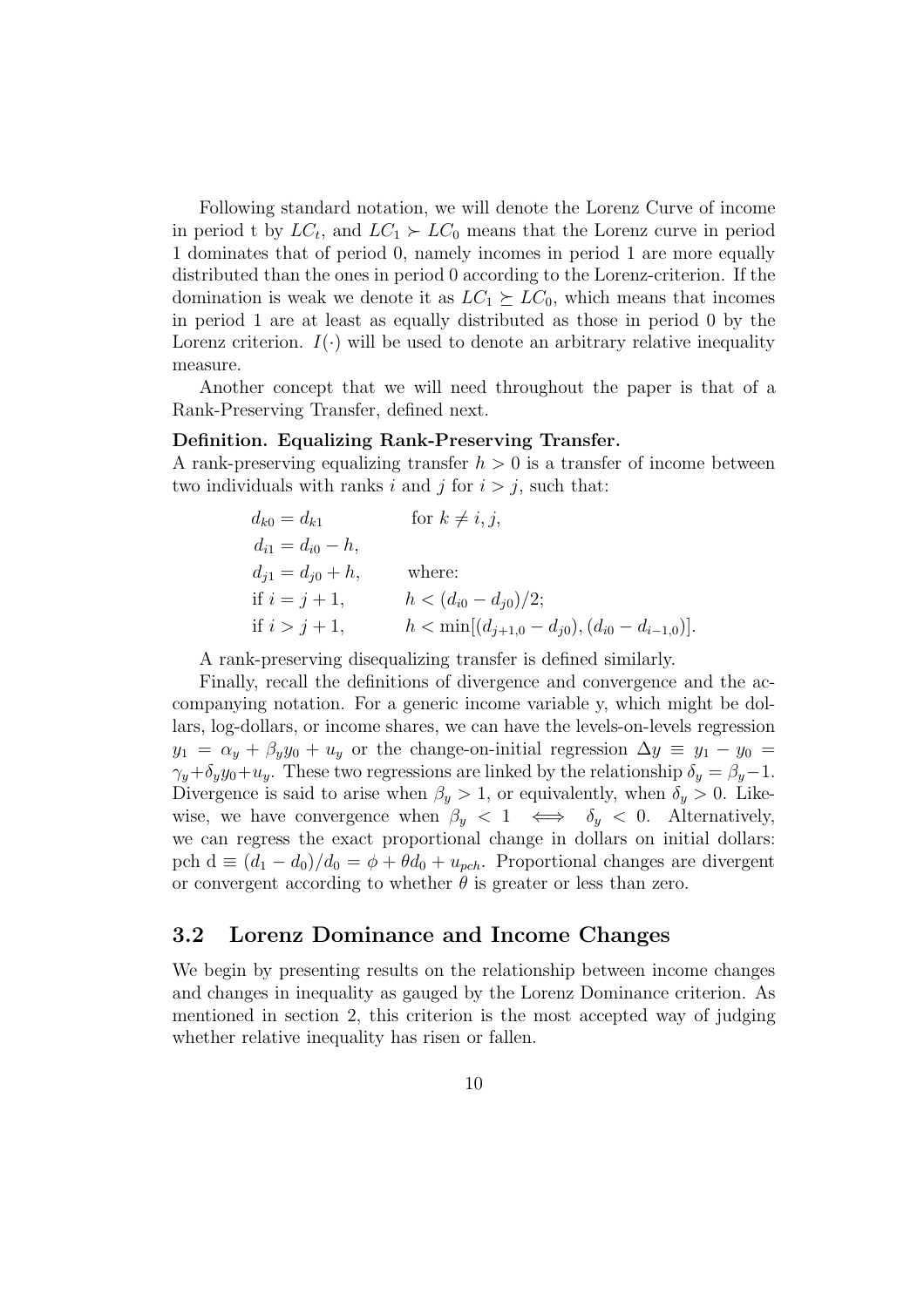Following standard notation, we will denote the Lorenz Curve of income in period t by $LC_t$, and $LC_1 \succ LC_0$ means that the Lorenz curve in period 1 dominates that of period 0, namely incomes in period 1 are more equally distributed than the ones in period 0 according to the Lorenz-criterion. If the domination is weak we denote it as $LC_1 \succeq LC_0$, which means that incomes in period 1 are at least as equally distributed as those in period 0 by the Lorenz criterion. $I(\cdot)$ will be used to denote an arbitrary relative inequality measure.

Another concept that we will need throughout the paper is that of a Rank-Preserving Transfer, defined next.

**Definition. Equalizing Rank-Preserving Transfer.**
A rank-preserving equalizing transfer $h > 0$ is a transfer of income between two individuals with ranks $i$ and $j$ for $i > j$, such that:

$$
\begin{array}{ll}
d_{k0} = d_{k1} & \text{for } k \neq i, j, \\
d_{i1} = d_{i0} - h, & \\
d_{j1} = d_{j0} + h, & \text{where:} \\
\text{if } i = j+1, & h < (d_{i0} - d_{j0})/2; \\
\text{if } i > j+1, & h < \min[(d_{j+1,0} - d_{j0}), (d_{i0} - d_{i-1,0})].
\end{array}
$$

A rank-preserving disequalizing transfer is defined similarly.

Finally, recall the definitions of divergence and convergence and the accompanying notation. For a generic income variable y, which might be dollars, log-dollars, or income shares, we can have the levels-on-levels regression $y_1 = \alpha_y + \beta_y y_0 + u_y$ or the change-on-initial regression $\Delta y \equiv y_1 - y_0 = \gamma_y + \delta_y y_0 + u_y$. These two regressions are linked by the relationship $\delta_y = \beta_y - 1$. Divergence is said to arise when $\beta_y > 1$, or equivalently, when $\delta_y > 0$. Likewise, we have convergence when $\beta_y < 1 \iff \delta_y < 0$. Alternatively, we can regress the exact proportional change in dollars on initial dollars: pch d $\equiv (d_1 - d_0)/d_0 = \phi + \theta d_0 + u_{pch}$. Proportional changes are divergent or convergent according to whether $\theta$ is greater or less than zero.

## 3.2 Lorenz Dominance and Income Changes

We begin by presenting results on the relationship between income changes and changes in inequality as gauged by the Lorenz Dominance criterion. As mentioned in section 2, this criterion is the most accepted way of judging whether relative inequality has risen or fallen.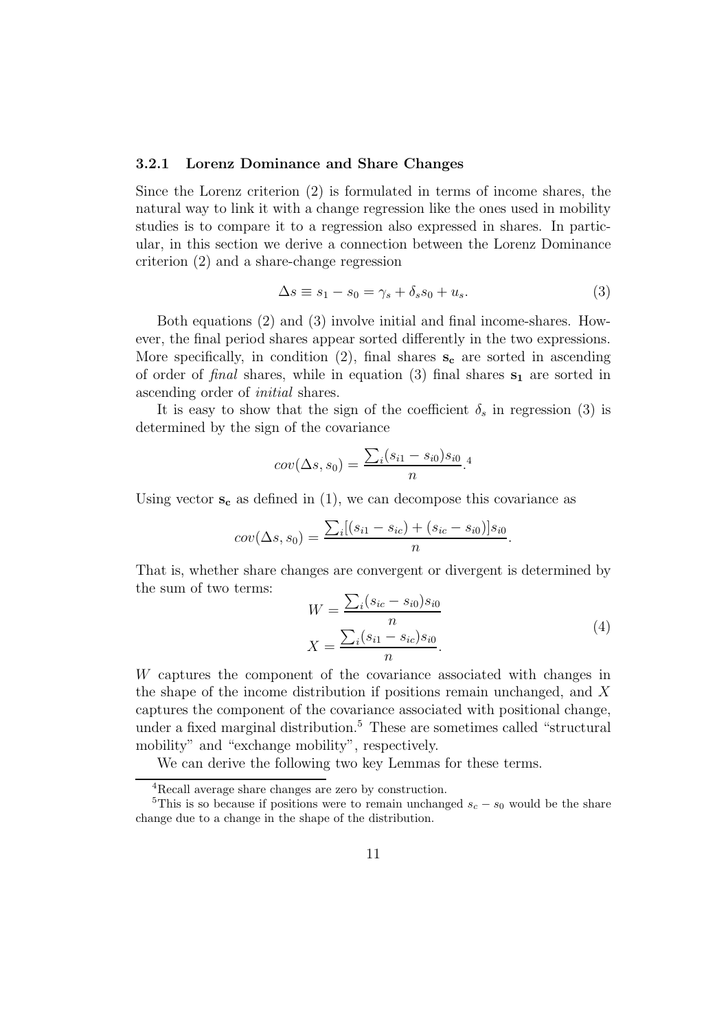### 3.2.1 Lorenz Dominance and Share Changes

Since the Lorenz criterion (2) is formulated in terms of income shares, the natural way to link it with a change regression like the ones used in mobility studies is to compare it to a regression also expressed in shares. In particular, in this section we derive a connection between the Lorenz Dominance criterion (2) and a share-change regression

$$\Delta s \equiv s_1 - s_0 = \gamma_s + \delta_s s_0 + u_s. \tag{3}$$

Both equations (2) and (3) involve initial and final income-shares. However, the final period shares appear sorted differently in the two expressions. More specifically, in condition (2), final shares $\mathbf{s_c}$ are sorted in ascending of order of *final* shares, while in equation (3) final shares $\mathbf{s_1}$ are sorted in ascending order of *initial* shares.

It is easy to show that the sign of the coefficient $\delta_s$ in regression (3) is determined by the sign of the covariance

$$cov(\Delta s, s_0) = \frac{\sum_i (s_{i1} - s_{i0}) s_{i0}}{n}.^{4}$$

Using vector $\mathbf{s_c}$ as defined in (1), we can decompose this covariance as

$$cov(\Delta s, s_0) = \frac{\sum_i [(s_{i1} - s_{ic}) + (s_{ic} - s_{i0})] s_{i0}}{n}.$$

That is, whether share changes are convergent or divergent is determined by the sum of two terms:

$$\begin{aligned} W &= \frac{\sum_i (s_{ic} - s_{i0}) s_{i0}}{n} \\ X &= \frac{\sum_i (s_{i1} - s_{ic}) s_{i0}}{n}. \end{aligned} \tag{4}$$

$W$ captures the component of the covariance associated with changes in the shape of the income distribution if positions remain unchanged, and $X$ captures the component of the covariance associated with positional change, under a fixed marginal distribution.[5] These are sometimes called "structural mobility" and "exchange mobility", respectively.

We can derive the following two key Lemmas for these terms.

[4] Recall average share changes are zero by construction.

[5] This is so because if positions were to remain unchanged $s_c - s_0$ would be the share change due to a change in the shape of the distribution.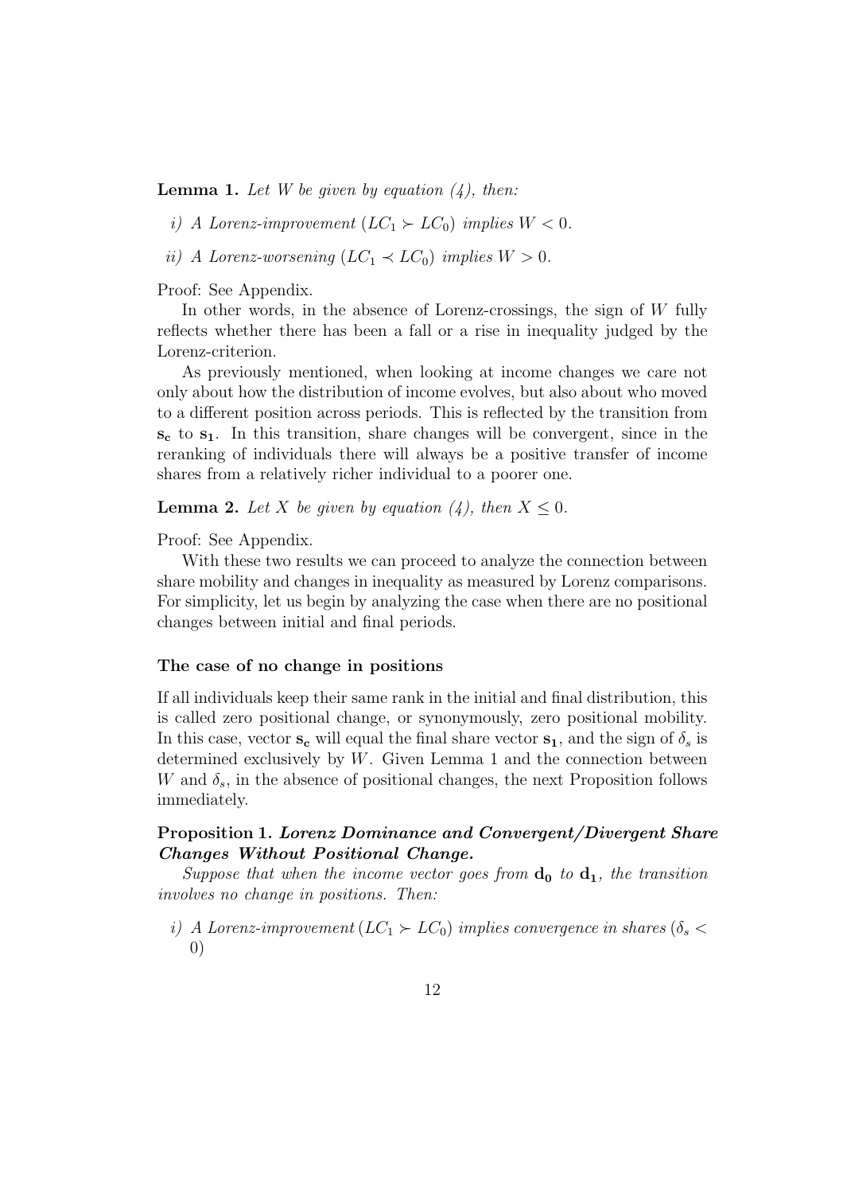**Lemma 1.** *Let $W$ be given by equation (4), then:*

*i) A Lorenz-improvement ($LC_1 \succ LC_0$) implies $W < 0$.*

*ii) A Lorenz-worsening ($LC_1 \prec LC_0$) implies $W > 0$.*

Proof: See Appendix.

In other words, in the absence of Lorenz-crossings, the sign of $W$ fully reflects whether there has been a fall or a rise in inequality judged by the Lorenz-criterion.

As previously mentioned, when looking at income changes we care not only about how the distribution of income evolves, but also about who moved to a different position across periods. This is reflected by the transition from $\mathbf{s_c}$ to $\mathbf{s_1}$. In this transition, share changes will be convergent, since in the reranking of individuals there will always be a positive transfer of income shares from a relatively richer individual to a poorer one.

**Lemma 2.** *Let $X$ be given by equation (4), then $X \leq 0$.*

Proof: See Appendix.

With these two results we can proceed to analyze the connection between share mobility and changes in inequality as measured by Lorenz comparisons. For simplicity, let us begin by analyzing the case when there are no positional changes between initial and final periods.

### The case of no change in positions

If all individuals keep their same rank in the initial and final distribution, this is called zero positional change, or synonymously, zero positional mobility. In this case, vector $\mathbf{s_c}$ will equal the final share vector $\mathbf{s_1}$, and the sign of $\delta_s$ is determined exclusively by $W$. Given Lemma 1 and the connection between $W$ and $\delta_s$, in the absence of positional changes, the next Proposition follows immediately.

**Proposition 1.** ***Lorenz Dominance and Convergent/Divergent Share Changes Without Positional Change.***

*Suppose that when the income vector goes from $\mathbf{d_0}$ to $\mathbf{d_1}$, the transition involves no change in positions. Then:*

*i) A Lorenz-improvement ($LC_1 \succ LC_0$) implies convergence in shares ($\delta_s < 0$)*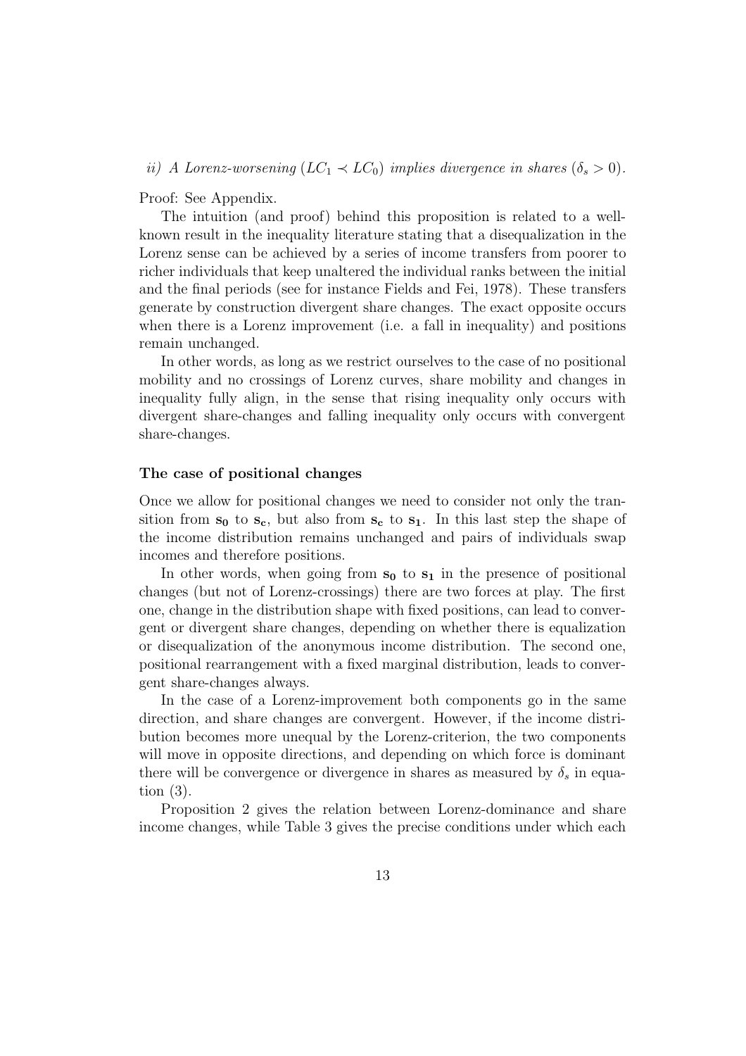*ii) A Lorenz-worsening ($LC_1 \prec LC_0$) implies divergence in shares ($\delta_s > 0$).*

Proof: See Appendix.

The intuition (and proof) behind this proposition is related to a well-known result in the inequality literature stating that a disequalization in the Lorenz sense can be achieved by a series of income transfers from poorer to richer individuals that keep unaltered the individual ranks between the initial and the final periods (see for instance Fields and Fei, 1978). These transfers generate by construction divergent share changes. The exact opposite occurs when there is a Lorenz improvement (i.e. a fall in inequality) and positions remain unchanged.

In other words, as long as we restrict ourselves to the case of no positional mobility and no crossings of Lorenz curves, share mobility and changes in inequality fully align, in the sense that rising inequality only occurs with divergent share-changes and falling inequality only occurs with convergent share-changes.

**The case of positional changes**

Once we allow for positional changes we need to consider not only the transition from $\mathbf{s_0}$ to $\mathbf{s_c}$, but also from $\mathbf{s_c}$ to $\mathbf{s_1}$. In this last step the shape of the income distribution remains unchanged and pairs of individuals swap incomes and therefore positions.

In other words, when going from $\mathbf{s_0}$ to $\mathbf{s_1}$ in the presence of positional changes (but not of Lorenz-crossings) there are two forces at play. The first one, change in the distribution shape with fixed positions, can lead to convergent or divergent share changes, depending on whether there is equalization or disequalization of the anonymous income distribution. The second one, positional rearrangement with a fixed marginal distribution, leads to convergent share-changes always.

In the case of a Lorenz-improvement both components go in the same direction, and share changes are convergent. However, if the income distribution becomes more unequal by the Lorenz-criterion, the two components will move in opposite directions, and depending on which force is dominant there will be convergence or divergence in shares as measured by $\delta_s$ in equation (3).

Proposition 2 gives the relation between Lorenz-dominance and share income changes, while Table 3 gives the precise conditions under which each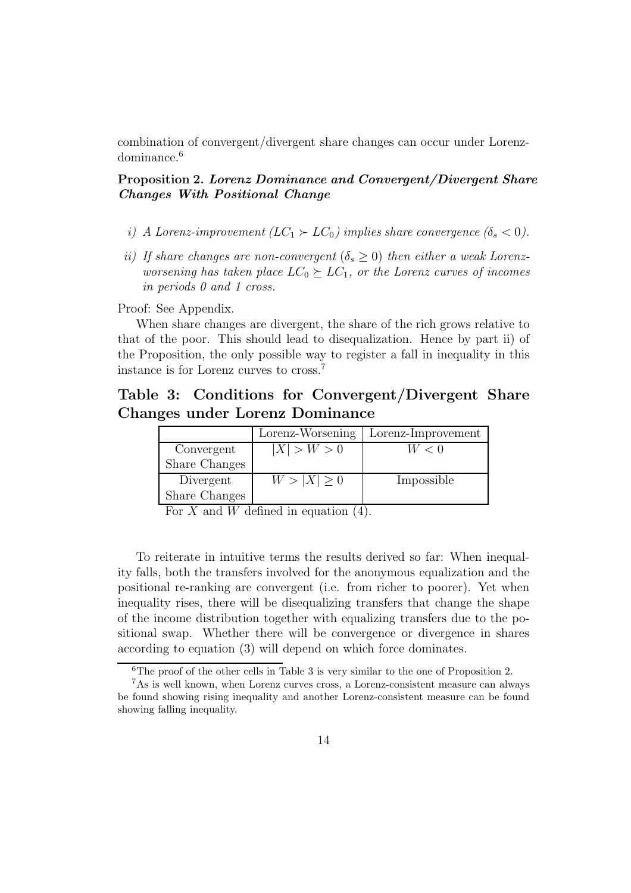combination of convergent/divergent share changes can occur under Lorenz-dominance.[6]

**Proposition 2.** ***Lorenz Dominance and Convergent/Divergent Share Changes With Positional Change***

*i) A Lorenz-improvement ($LC_1 \succ LC_0$) implies share convergence ($\delta_s < 0$).*

*ii) If share changes are non-convergent ($\delta_s \geq 0$) then either a weak Lorenz-worsening has taken place $LC_0 \succeq LC_1$, or the Lorenz curves of incomes in periods 0 and 1 cross.*

Proof: See Appendix.

When share changes are divergent, the share of the rich grows relative to that of the poor. This should lead to disequalization. Hence by part ii) of the Proposition, the only possible way to register a fall in inequality in this instance is for Lorenz curves to cross.[7]

## Table 3: Conditions for Convergent/Divergent Share Changes under Lorenz Dominance

| | Lorenz-Worsening | Lorenz-Improvement |
|---|---|---|
| Convergent Share Changes | $\lvert X \rvert > W > 0$ | $W < 0$ |
| Divergent Share Changes | $W > \lvert X \rvert \geq 0$ | Impossible |

For $X$ and $W$ defined in equation (4).

To reiterate in intuitive terms the results derived so far: When inequality falls, both the transfers involved for the anonymous equalization and the positional re-ranking are convergent (i.e. from richer to poorer). Yet when inequality rises, there will be disequalizing transfers that change the shape of the income distribution together with equalizing transfers due to the positional swap. Whether there will be convergence or divergence in shares according to equation (3) will depend on which force dominates.

[6] The proof of the other cells in Table 3 is very similar to the one of Proposition 2.

[7] As is well known, when Lorenz curves cross, a Lorenz-consistent measure can always be found showing rising inequality and another Lorenz-consistent measure can be found showing falling inequality.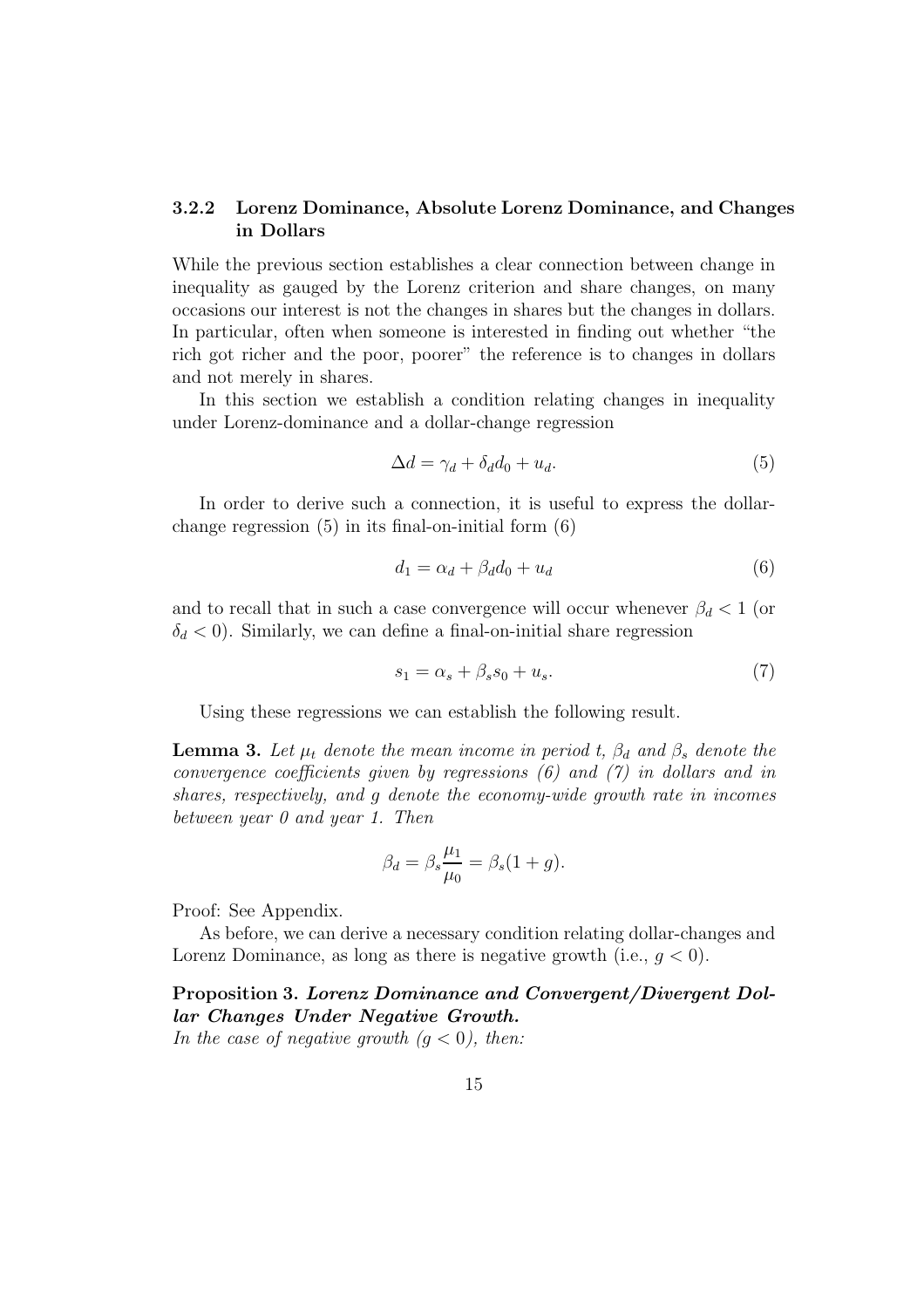### 3.2.2 Lorenz Dominance, Absolute Lorenz Dominance, and Changes in Dollars

While the previous section establishes a clear connection between change in inequality as gauged by the Lorenz criterion and share changes, on many occasions our interest is not the changes in shares but the changes in dollars. In particular, often when someone is interested in finding out whether "the rich got richer and the poor, poorer" the reference is to changes in dollars and not merely in shares.

In this section we establish a condition relating changes in inequality under Lorenz-dominance and a dollar-change regression

$$\Delta d = \gamma_d + \delta_d d_0 + u_d. \tag{5}$$

In order to derive such a connection, it is useful to express the dollar-change regression (5) in its final-on-initial form (6)

$$d_1 = \alpha_d + \beta_d d_0 + u_d \tag{6}$$

and to recall that in such a case convergence will occur whenever $\beta_d < 1$ (or $\delta_d < 0$). Similarly, we can define a final-on-initial share regression

$$s_1 = \alpha_s + \beta_s s_0 + u_s. \tag{7}$$

Using these regressions we can establish the following result.

**Lemma 3.** *Let $\mu_t$ denote the mean income in period t, $\beta_d$ and $\beta_s$ denote the convergence coefficients given by regressions (6) and (7) in dollars and in shares, respectively, and g denote the economy-wide growth rate in incomes between year 0 and year 1. Then*

$$\beta_d = \beta_s \frac{\mu_1}{\mu_0} = \beta_s(1+g).$$

Proof: See Appendix.

As before, we can derive a necessary condition relating dollar-changes and Lorenz Dominance, as long as there is negative growth (i.e., $g < 0$).

**Proposition 3.** ***Lorenz Dominance and Convergent/Divergent Dollar Changes Under Negative Growth.***
*In the case of negative growth ($g < 0$), then:*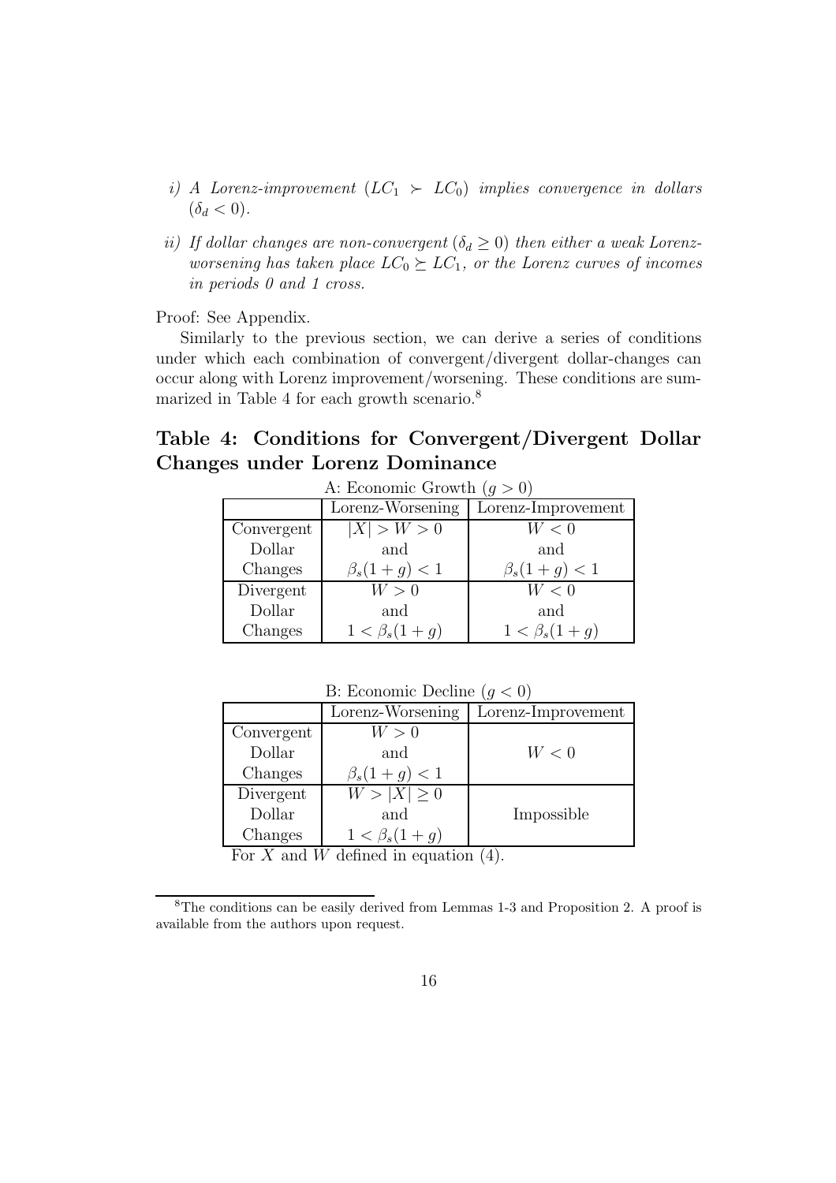*i) A Lorenz-improvement ($LC_1 \succ LC_0$) implies convergence in dollars ($\delta_d < 0$).*

*ii) If dollar changes are non-convergent ($\delta_d \geq 0$) then either a weak Lorenz-worsening has taken place $LC_0 \succeq LC_1$, or the Lorenz curves of incomes in periods 0 and 1 cross.*

Proof: See Appendix.

Similarly to the previous section, we can derive a series of conditions under which each combination of convergent/divergent dollar-changes can occur along with Lorenz improvement/worsening. These conditions are summarized in Table 4 for each growth scenario.[8]

## Table 4: Conditions for Convergent/Divergent Dollar Changes under Lorenz Dominance

A: Economic Growth ($g > 0$)

| | Lorenz-Worsening | Lorenz-Improvement |
|---|---|---|
| Convergent Dollar Changes | $\lvert X \rvert > W > 0$ and $\beta_s(1+g) < 1$ | $W < 0$ and $\beta_s(1+g) < 1$ |
| Divergent Dollar Changes | $W > 0$ and $1 < \beta_s(1+g)$ | $W < 0$ and $1 < \beta_s(1+g)$ |

B: Economic Decline ($g < 0$)

| | Lorenz-Worsening | Lorenz-Improvement |
|---|---|---|
| Convergent Dollar Changes | $W > 0$ and $\beta_s(1+g) < 1$ | $W < 0$ |
| Divergent Dollar Changes | $W > \lvert X \rvert \geq 0$ and $1 < \beta_s(1+g)$ | Impossible |

For $X$ and $W$ defined in equation (4).

[8] The conditions can be easily derived from Lemmas 1-3 and Proposition 2. A proof is available from the authors upon request.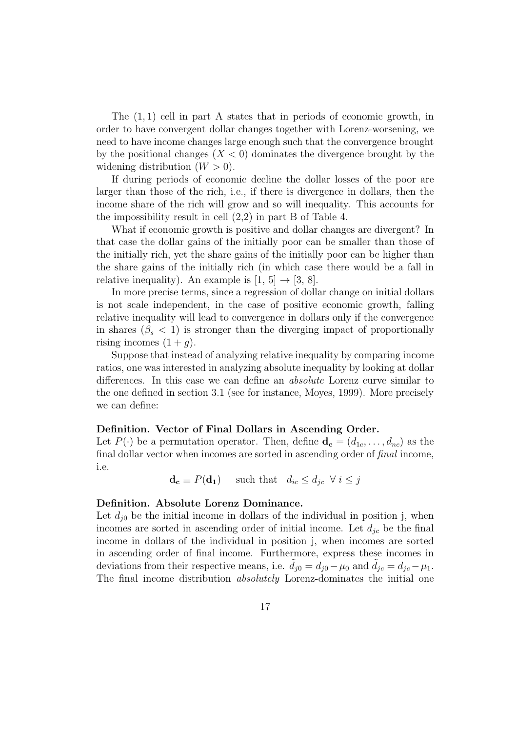The $(1,1)$ cell in part A states that in periods of economic growth, in order to have convergent dollar changes together with Lorenz-worsening, we need to have income changes large enough such that the convergence brought by the positional changes ($X < 0$) dominates the divergence brought by the widening distribution ($W > 0$).

If during periods of economic decline the dollar losses of the poor are larger than those of the rich, i.e., if there is divergence in dollars, then the income share of the rich will grow and so will inequality. This accounts for the impossibility result in cell (2,2) in part B of Table 4.

What if economic growth is positive and dollar changes are divergent? In that case the dollar gains of the initially poor can be smaller than those of the initially rich, yet the share gains of the initially poor can be higher than the share gains of the initially rich (in which case there would be a fall in relative inequality). An example is $[1, 5] \rightarrow [3, 8]$.

In more precise terms, since a regression of dollar change on initial dollars is not scale independent, in the case of positive economic growth, falling relative inequality will lead to convergence in dollars only if the convergence in shares ($\beta_s < 1$) is stronger than the diverging impact of proportionally rising incomes $(1+g)$.

Suppose that instead of analyzing relative inequality by comparing income ratios, one was interested in analyzing absolute inequality by looking at dollar differences. In this case we can define an *absolute* Lorenz curve similar to the one defined in section 3.1 (see for instance, Moyes, 1999). More precisely we can define:

**Definition. Vector of Final Dollars in Ascending Order.**
Let $P(\cdot)$ be a permutation operator. Then, define $\mathbf{d_c} = (d_{1c}, \ldots, d_{nc})$ as the final dollar vector when incomes are sorted in ascending order of *final* income, i.e.

$$\mathbf{d_c} \equiv P(\mathbf{d_1}) \quad \text{such that} \quad d_{ic} \leq d_{jc} \ \ \forall \, i \leq j$$

**Definition. Absolute Lorenz Dominance.**
Let $d_{j0}$ be the initial income in dollars of the individual in position j, when incomes are sorted in ascending order of initial income. Let $d_{jc}$ be the final income in dollars of the individual in position j, when incomes are sorted in ascending order of final income. Furthermore, express these incomes in deviations from their respective means, i.e. $\tilde{d}_{j0} = d_{j0} - \mu_0$ and $\tilde{d}_{jc} = d_{jc} - \mu_1$. The final income distribution *absolutely* Lorenz-dominates the initial one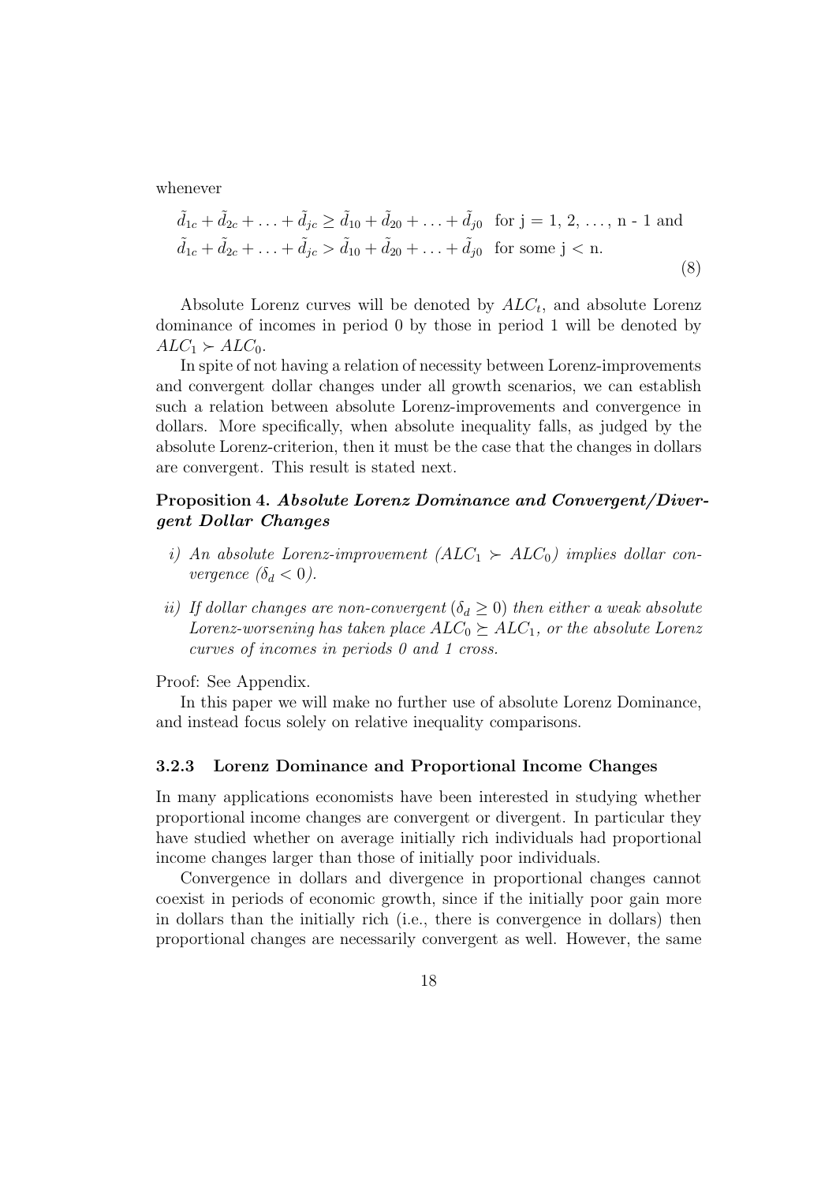whenever

$$\tilde{d}_{1c} + \tilde{d}_{2c} + \ldots + \tilde{d}_{jc} \geq \tilde{d}_{10} + \tilde{d}_{20} + \ldots + \tilde{d}_{j0} \quad \text{for j} = 1, 2, \ldots, \text{n - 1 and}$$
$$\tilde{d}_{1c} + \tilde{d}_{2c} + \ldots + \tilde{d}_{jc} > \tilde{d}_{10} + \tilde{d}_{20} + \ldots + \tilde{d}_{j0} \quad \text{for some j} < \text{n.} \tag{8}$$

Absolute Lorenz curves will be denoted by $ALC_t$, and absolute Lorenz dominance of incomes in period 0 by those in period 1 will be denoted by $ALC_1 \succ ALC_0$.

In spite of not having a relation of necessity between Lorenz-improvements and convergent dollar changes under all growth scenarios, we can establish such a relation between absolute Lorenz-improvements and convergence in dollars. More specifically, when absolute inequality falls, as judged by the absolute Lorenz-criterion, then it must be the case that the changes in dollars are convergent. This result is stated next.

**Proposition 4.** ***Absolute Lorenz Dominance and Convergent/Divergent Dollar Changes***

*i) An absolute Lorenz-improvement ($ALC_1 \succ ALC_0$) implies dollar convergence ($\delta_d < 0$).*

*ii) If dollar changes are non-convergent ($\delta_d \geq 0$) then either a weak absolute Lorenz-worsening has taken place $ALC_0 \succeq ALC_1$, or the absolute Lorenz curves of incomes in periods 0 and 1 cross.*

Proof: See Appendix.

In this paper we will make no further use of absolute Lorenz Dominance, and instead focus solely on relative inequality comparisons.

### 3.2.3 Lorenz Dominance and Proportional Income Changes

In many applications economists have been interested in studying whether proportional income changes are convergent or divergent. In particular they have studied whether on average initially rich individuals had proportional income changes larger than those of initially poor individuals.

Convergence in dollars and divergence in proportional changes cannot coexist in periods of economic growth, since if the initially poor gain more in dollars than the initially rich (i.e., there is convergence in dollars) then proportional changes are necessarily convergent as well. However, the same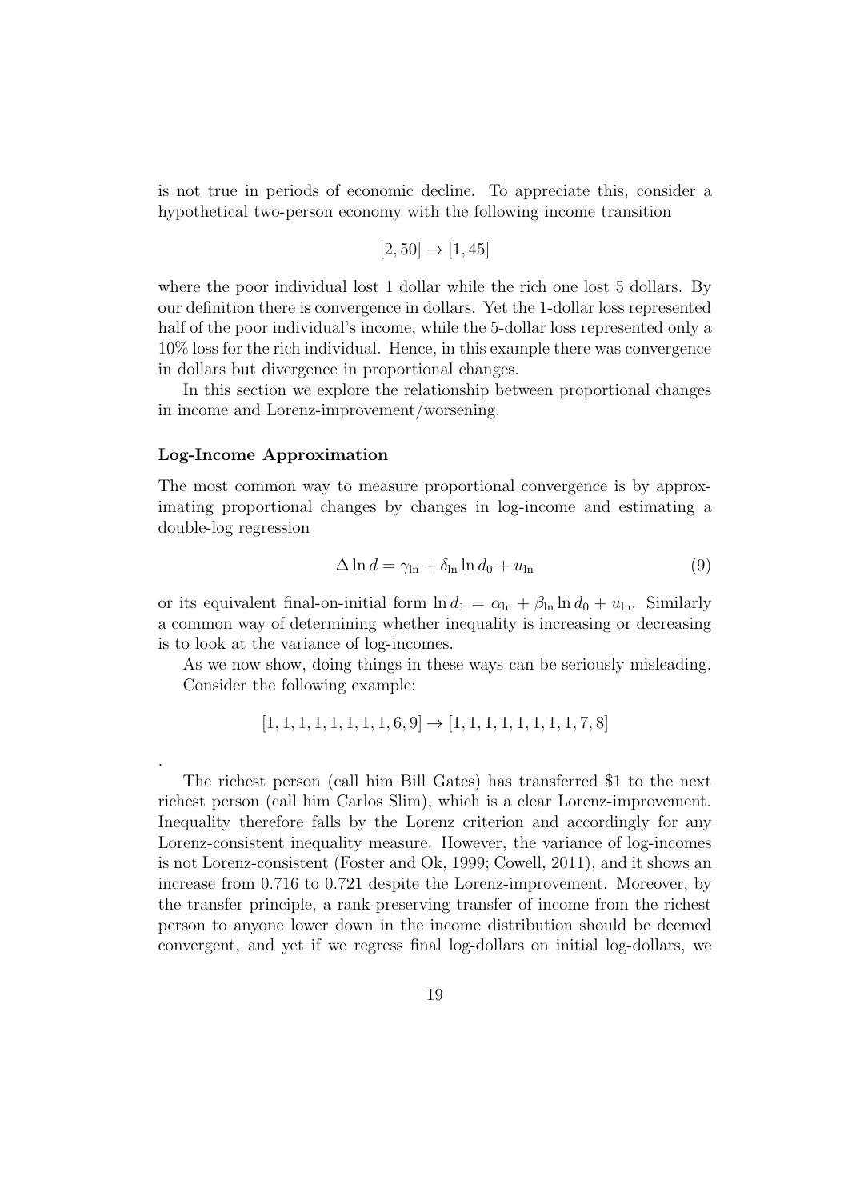is not true in periods of economic decline. To appreciate this, consider a hypothetical two-person economy with the following income transition

$$[2, 50] \rightarrow [1, 45]$$

where the poor individual lost 1 dollar while the rich one lost 5 dollars. By our definition there is convergence in dollars. Yet the 1-dollar loss represented half of the poor individual's income, while the 5-dollar loss represented only a 10% loss for the rich individual. Hence, in this example there was convergence in dollars but divergence in proportional changes.

In this section we explore the relationship between proportional changes in income and Lorenz-improvement/worsening.

**Log-Income Approximation**

The most common way to measure proportional convergence is by approximating proportional changes by changes in log-income and estimating a double-log regression

$$\Delta \ln d = \gamma_{\ln} + \delta_{\ln} \ln d_0 + u_{\ln} \tag{9}$$

or its equivalent final-on-initial form $\ln d_1 = \alpha_{\ln} + \beta_{\ln} \ln d_0 + u_{\ln}$. Similarly a common way of determining whether inequality is increasing or decreasing is to look at the variance of log-incomes.

As we now show, doing things in these ways can be seriously misleading. Consider the following example:

$$[1, 1, 1, 1, 1, 1, 1, 1, 6, 9] \rightarrow [1, 1, 1, 1, 1, 1, 1, 1, 7, 8]$$

.

The richest person (call him Bill Gates) has transferred \$1 to the next richest person (call him Carlos Slim), which is a clear Lorenz-improvement. Inequality therefore falls by the Lorenz criterion and accordingly for any Lorenz-consistent inequality measure. However, the variance of log-incomes is not Lorenz-consistent (Foster and Ok, 1999; Cowell, 2011), and it shows an increase from 0.716 to 0.721 despite the Lorenz-improvement. Moreover, by the transfer principle, a rank-preserving transfer of income from the richest person to anyone lower down in the income distribution should be deemed convergent, and yet if we regress final log-dollars on initial log-dollars, we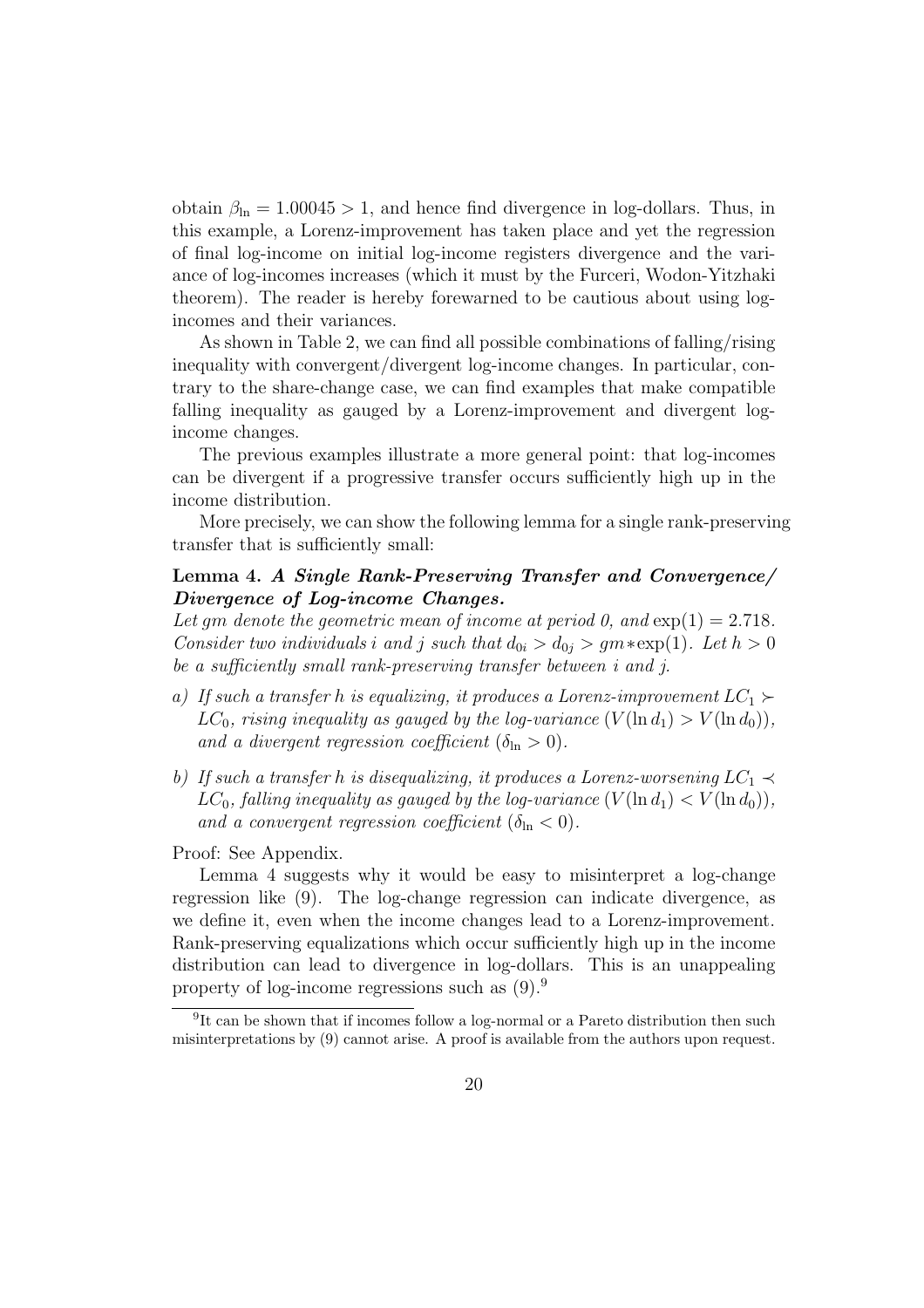obtain $\beta_{\ln} = 1.00045 > 1$, and hence find divergence in log-dollars. Thus, in this example, a Lorenz-improvement has taken place and yet the regression of final log-income on initial log-income registers divergence and the variance of log-incomes increases (which it must by the Furceri, Wodon-Yitzhaki theorem). The reader is hereby forewarned to be cautious about using log-incomes and their variances.

As shown in Table 2, we can find all possible combinations of falling/rising inequality with convergent/divergent log-income changes. In particular, contrary to the share-change case, we can find examples that make compatible falling inequality as gauged by a Lorenz-improvement and divergent log-income changes.

The previous examples illustrate a more general point: that log-incomes can be divergent if a progressive transfer occurs sufficiently high up in the income distribution.

More precisely, we can show the following lemma for a single rank-preserving transfer that is sufficiently small:

**Lemma 4.** ***A Single Rank-Preserving Transfer and Convergence/ Divergence of Log-income Changes.***
*Let $gm$ denote the geometric mean of income at period 0, and $\exp(1) = 2.718$. Consider two individuals $i$ and $j$ such that $d_{0i} > d_{0j} > gm * \exp(1)$. Let $h > 0$ be a sufficiently small rank-preserving transfer between $i$ and $j$.*

*a) If such a transfer $h$ is equalizing, it produces a Lorenz-improvement $LC_1 \succ LC_0$, rising inequality as gauged by the log-variance ($V(\ln d_1) > V(\ln d_0)$), and a divergent regression coefficient ($\delta_{\ln} > 0$).*

*b) If such a transfer $h$ is disequalizing, it produces a Lorenz-worsening $LC_1 \prec LC_0$, falling inequality as gauged by the log-variance ($V(\ln d_1) < V(\ln d_0)$), and a convergent regression coefficient ($\delta_{\ln} < 0$).*

Proof: See Appendix.

Lemma 4 suggests why it would be easy to misinterpret a log-change regression like (9). The log-change regression can indicate divergence, as we define it, even when the income changes lead to a Lorenz-improvement. Rank-preserving equalizations which occur sufficiently high up in the income distribution can lead to divergence in log-dollars. This is an unappealing property of log-income regressions such as (9).[9]

[9] It can be shown that if incomes follow a log-normal or a Pareto distribution then such misinterpretations by (9) cannot arise. A proof is available from the authors upon request.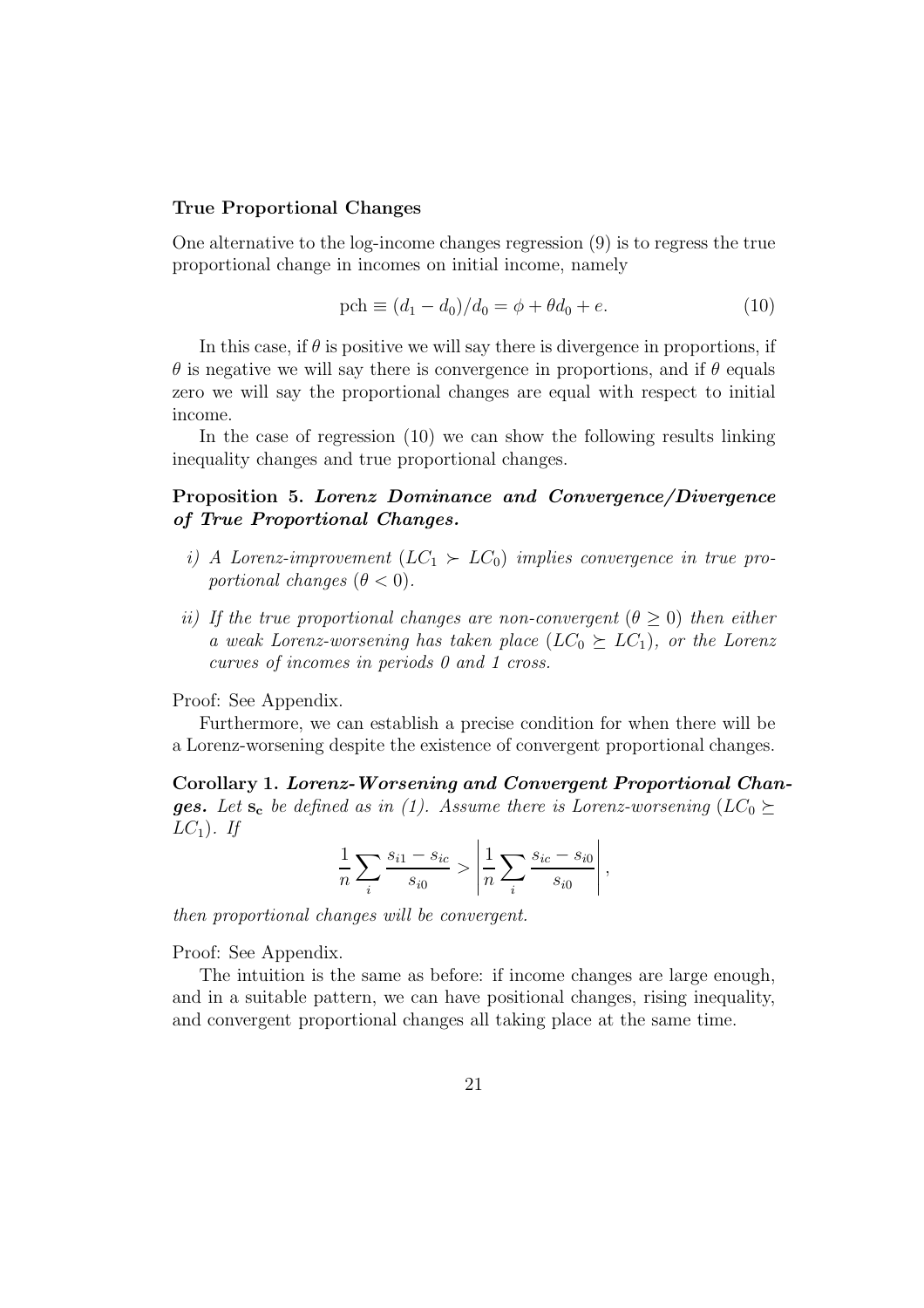### True Proportional Changes

One alternative to the log-income changes regression (9) is to regress the true proportional change in incomes on initial income, namely

$$\text{pch} \equiv (d_1 - d_0)/d_0 = \phi + \theta d_0 + e. \tag{10}$$

In this case, if $\theta$ is positive we will say there is divergence in proportions, if $\theta$ is negative we will say there is convergence in proportions, and if $\theta$ equals zero we will say the proportional changes are equal with respect to initial income.

In the case of regression (10) we can show the following results linking inequality changes and true proportional changes.

**Proposition 5.** ***Lorenz Dominance and Convergence/Divergence of True Proportional Changes.***

*i) A Lorenz-improvement ($LC_1 \succ LC_0$) implies convergence in true proportional changes ($\theta < 0$).*

*ii) If the true proportional changes are non-convergent ($\theta \geq 0$) then either a weak Lorenz-worsening has taken place ($LC_0 \succeq LC_1$), or the Lorenz curves of incomes in periods 0 and 1 cross.*

Proof: See Appendix.

Furthermore, we can establish a precise condition for when there will be a Lorenz-worsening despite the existence of convergent proportional changes.

**Corollary 1.** ***Lorenz-Worsening and Convergent Proportional Changes.*** *Let $\mathbf{s_c}$ be defined as in (1). Assume there is Lorenz-worsening ($LC_0 \succeq LC_1$). If*

$$\frac{1}{n}\sum_i \frac{s_{i1} - s_{ic}}{s_{i0}} > \left| \frac{1}{n}\sum_i \frac{s_{ic} - s_{i0}}{s_{i0}} \right|,$$

*then proportional changes will be convergent.*

Proof: See Appendix.

The intuition is the same as before: if income changes are large enough, and in a suitable pattern, we can have positional changes, rising inequality, and convergent proportional changes all taking place at the same time.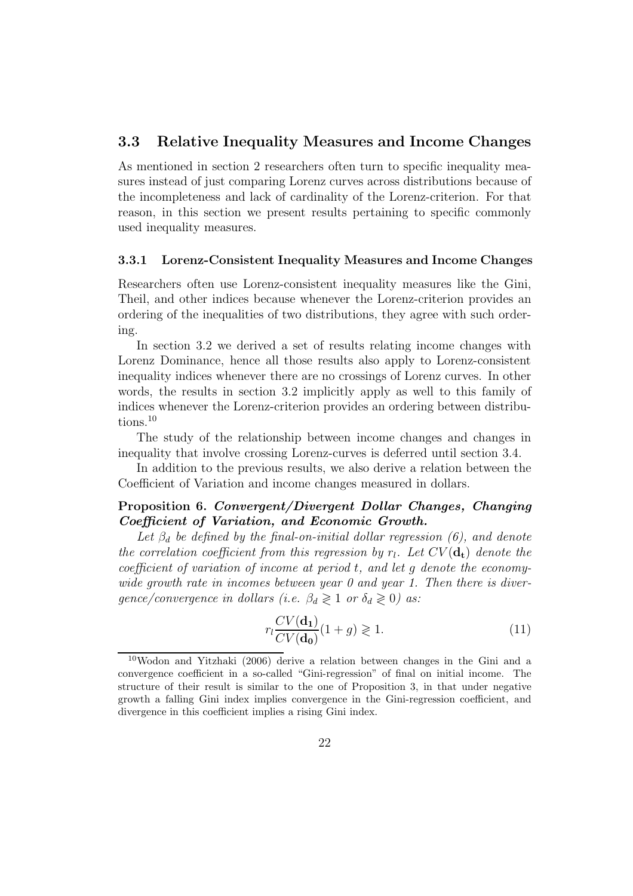## 3.3 Relative Inequality Measures and Income Changes

As mentioned in section 2 researchers often turn to specific inequality measures instead of just comparing Lorenz curves across distributions because of the incompleteness and lack of cardinality of the Lorenz-criterion. For that reason, in this section we present results pertaining to specific commonly used inequality measures.

### 3.3.1 Lorenz-Consistent Inequality Measures and Income Changes

Researchers often use Lorenz-consistent inequality measures like the Gini, Theil, and other indices because whenever the Lorenz-criterion provides an ordering of the inequalities of two distributions, they agree with such ordering.

In section 3.2 we derived a set of results relating income changes with Lorenz Dominance, hence all those results also apply to Lorenz-consistent inequality indices whenever there are no crossings of Lorenz curves. In other words, the results in section 3.2 implicitly apply as well to this family of indices whenever the Lorenz-criterion provides an ordering between distributions.[10]

The study of the relationship between income changes and changes in inequality that involve crossing Lorenz-curves is deferred until section 3.4.

In addition to the previous results, we also derive a relation between the Coefficient of Variation and income changes measured in dollars.

**Proposition 6.** ***Convergent/Divergent Dollar Changes, Changing Coefficient of Variation, and Economic Growth.***

*Let $\beta_d$ be defined by the final-on-initial dollar regression (6), and denote the correlation coefficient from this regression by $r_l$. Let $CV(\mathbf{d_t})$ denote the coefficient of variation of income at period $t$, and let $g$ denote the economy-wide growth rate in incomes between year 0 and year 1. Then there is divergence/convergence in dollars (i.e. $\beta_d \gtrless 1$ or $\delta_d \gtrless 0$) as:*

$$r_l \frac{CV(\mathbf{d_1})}{CV(\mathbf{d_0})}(1+g) \gtrless 1. \tag{11}$$

[10] Wodon and Yitzhaki (2006) derive a relation between changes in the Gini and a convergence coefficient in a so-called "Gini-regression" of final on initial income. The structure of their result is similar to the one of Proposition 3, in that under negative growth a falling Gini index implies convergence in the Gini-regression coefficient, and divergence in this coefficient implies a rising Gini index.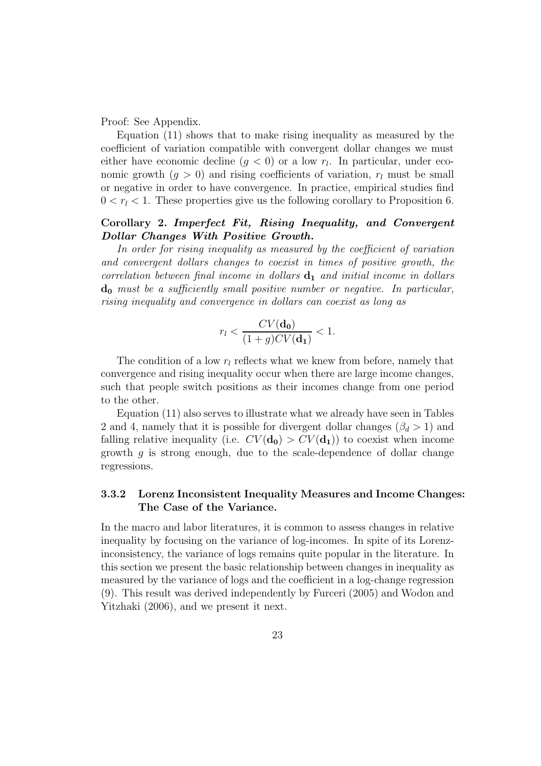Proof: See Appendix.

Equation (11) shows that to make rising inequality as measured by the coefficient of variation compatible with convergent dollar changes we must either have economic decline ($g < 0$) or a low $r_l$. In particular, under economic growth ($g > 0$) and rising coefficients of variation, $r_l$ must be small or negative in order to have convergence. In practice, empirical studies find $0 < r_l < 1$. These properties give us the following corollary to Proposition 6.

**Corollary 2.** ***Imperfect Fit, Rising Inequality, and Convergent Dollar Changes With Positive Growth.***

*In order for rising inequality as measured by the coefficient of variation and convergent dollars changes to coexist in times of positive growth, the correlation between final income in dollars $\mathbf{d_1}$ and initial income in dollars $\mathbf{d_0}$ must be a sufficiently small positive number or negative. In particular, rising inequality and convergence in dollars can coexist as long as*

$$r_l < \frac{CV(\mathbf{d_0})}{(1+g)CV(\mathbf{d_1})} < 1.$$

The condition of a low $r_l$ reflects what we knew from before, namely that convergence and rising inequality occur when there are large income changes, such that people switch positions as their incomes change from one period to the other.

Equation (11) also serves to illustrate what we already have seen in Tables 2 and 4, namely that it is possible for divergent dollar changes ($\beta_d > 1$) and falling relative inequality (i.e. $CV(\mathbf{d_0}) > CV(\mathbf{d_1})$) to coexist when income growth $g$ is strong enough, due to the scale-dependence of dollar change regressions.

### 3.3.2 Lorenz Inconsistent Inequality Measures and Income Changes: The Case of the Variance.

In the macro and labor literatures, it is common to assess changes in relative inequality by focusing on the variance of log-incomes. In spite of its Lorenz-inconsistency, the variance of logs remains quite popular in the literature. In this section we present the basic relationship between changes in inequality as measured by the variance of logs and the coefficient in a log-change regression (9). This result was derived independently by Furceri (2005) and Wodon and Yitzhaki (2006), and we present it next.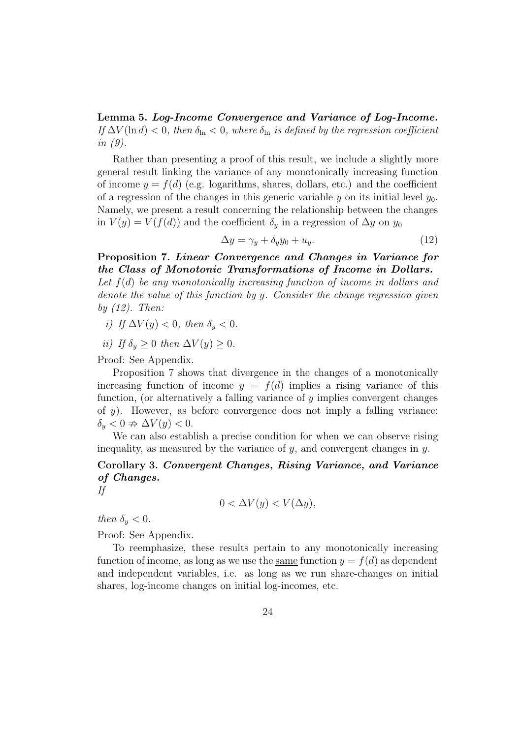**Lemma 5.** ***Log-Income Convergence and Variance of Log-Income.*** *If $\Delta V(\ln d) < 0$, then $\delta_{\ln} < 0$, where $\delta_{\ln}$ is defined by the regression coefficient in (9).*

Rather than presenting a proof of this result, we include a slightly more general result linking the variance of any monotonically increasing function of income $y = f(d)$ (e.g. logarithms, shares, dollars, etc.) and the coefficient of a regression of the changes in this generic variable $y$ on its initial level $y_0$. Namely, we present a result concerning the relationship between the changes in $V(y) = V(f(d))$ and the coefficient $\delta_y$ in a regression of $\Delta y$ on $y_0$

$$\Delta y = \gamma_y + \delta_y y_0 + u_y. \tag{12}$$

**Proposition 7.** ***Linear Convergence and Changes in Variance for the Class of Monotonic Transformations of Income in Dollars.*** *Let $f(d)$ be any monotonically increasing function of income in dollars and denote the value of this function by $y$. Consider the change regression given by (12). Then:*

*i) If $\Delta V(y) < 0$, then $\delta_y < 0$.*

*ii) If $\delta_y \geq 0$ then $\Delta V(y) \geq 0$.*

Proof: See Appendix.

Proposition 7 shows that divergence in the changes of a monotonically increasing function of income $y = f(d)$ implies a rising variance of this function, (or alternatively a falling variance of $y$ implies convergent changes of $y$). However, as before convergence does not imply a falling variance: $\delta_y < 0 \nRightarrow \Delta V(y) < 0$.

We can also establish a precise condition for when we can observe rising inequality, as measured by the variance of $y$, and convergent changes in $y$.

**Corollary 3.** ***Convergent Changes, Rising Variance, and Variance of Changes.***
*If*

$$0 < \Delta V(y) < V(\Delta y),$$

*then $\delta_y < 0$.*

Proof: See Appendix.

To reemphasize, these results pertain to any monotonically increasing function of income, as long as we use the same function $y = f(d)$ as dependent and independent variables, i.e. as long as we run share-changes on initial shares, log-income changes on initial log-incomes, etc.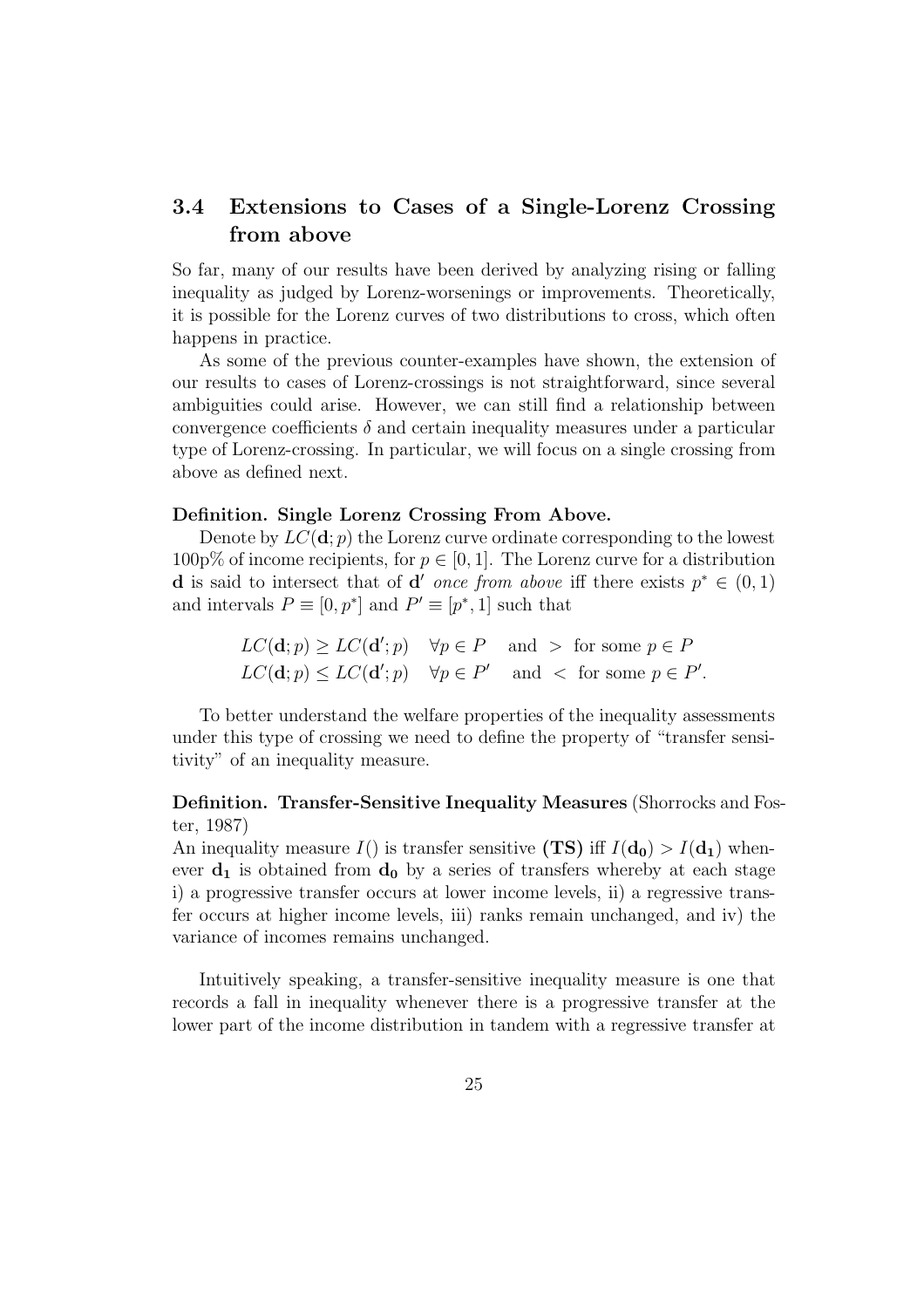### 3.4 Extensions to Cases of a Single-Lorenz Crossing from above

So far, many of our results have been derived by analyzing rising or falling inequality as judged by Lorenz-worsenings or improvements. Theoretically, it is possible for the Lorenz curves of two distributions to cross, which often happens in practice.

As some of the previous counter-examples have shown, the extension of our results to cases of Lorenz-crossings is not straightforward, since several ambiguities could arise. However, we can still find a relationship between convergence coefficients $\delta$ and certain inequality measures under a particular type of Lorenz-crossing. In particular, we will focus on a single crossing from above as defined next.

**Definition. Single Lorenz Crossing From Above.**

Denote by $LC(\mathbf{d}; p)$ the Lorenz curve ordinate corresponding to the lowest 100p% of income recipients, for $p \in [0, 1]$. The Lorenz curve for a distribution $\mathbf{d}$ is said to intersect that of $\mathbf{d'}$ *once from above* iff there exists $p^* \in (0, 1)$ and intervals $P \equiv [0, p^*]$ and $P' \equiv [p^*, 1]$ such that

$$LC(\mathbf{d}; p) \geq LC(\mathbf{d'}; p) \quad \forall p \in P \quad \text{and } > \text{ for some } p \in P$$
$$LC(\mathbf{d}; p) \leq LC(\mathbf{d'}; p) \quad \forall p \in P' \quad \text{and } < \text{ for some } p \in P'.$$

To better understand the welfare properties of the inequality assessments under this type of crossing we need to define the property of "transfer sensitivity" of an inequality measure.

**Definition. Transfer-Sensitive Inequality Measures** (Shorrocks and Foster, 1987)
An inequality measure $I()$ is transfer sensitive **(TS)** iff $I(\mathbf{d_0}) > I(\mathbf{d_1})$ whenever $\mathbf{d_1}$ is obtained from $\mathbf{d_0}$ by a series of transfers whereby at each stage i) a progressive transfer occurs at lower income levels, ii) a regressive transfer occurs at higher income levels, iii) ranks remain unchanged, and iv) the variance of incomes remains unchanged.

Intuitively speaking, a transfer-sensitive inequality measure is one that records a fall in inequality whenever there is a progressive transfer at the lower part of the income distribution in tandem with a regressive transfer at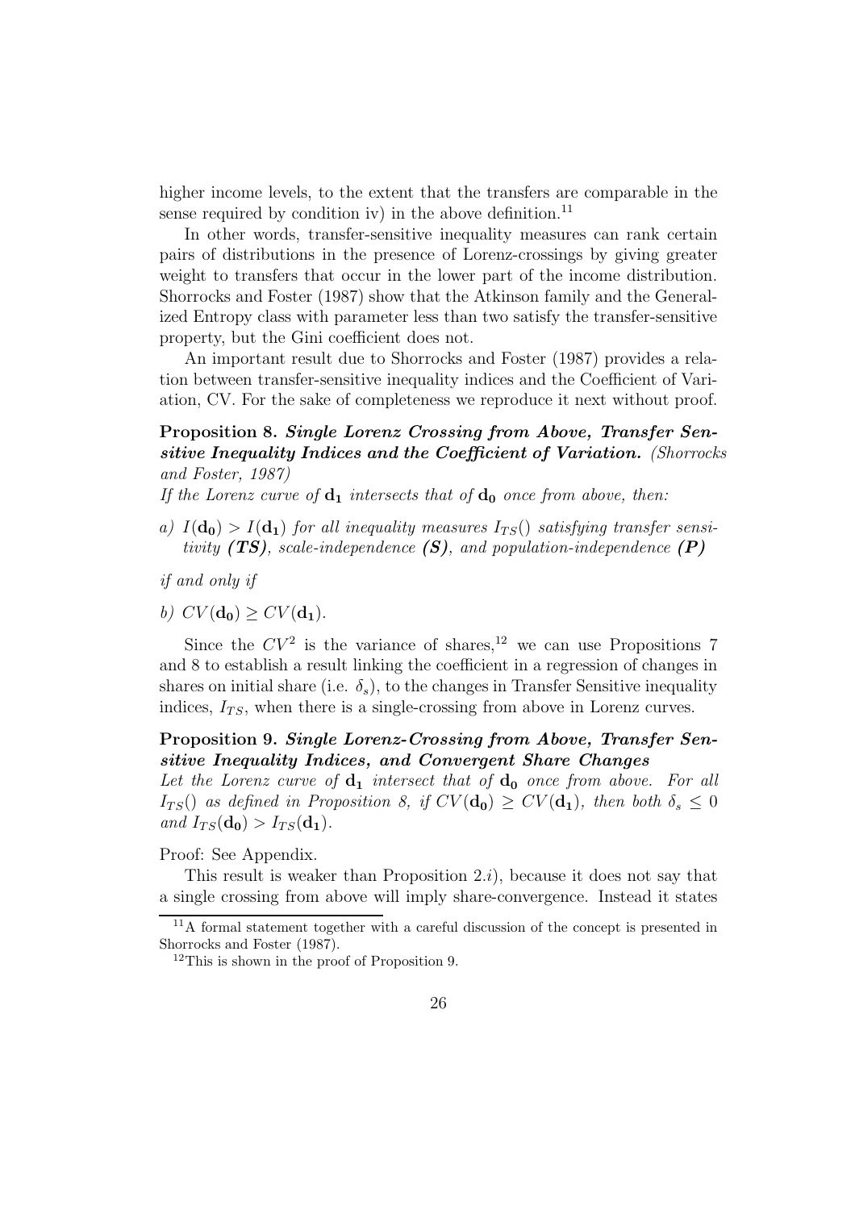higher income levels, to the extent that the transfers are comparable in the sense required by condition iv) in the above definition.[11]

In other words, transfer-sensitive inequality measures can rank certain pairs of distributions in the presence of Lorenz-crossings by giving greater weight to transfers that occur in the lower part of the income distribution. Shorrocks and Foster (1987) show that the Atkinson family and the Generalized Entropy class with parameter less than two satisfy the transfer-sensitive property, but the Gini coefficient does not.

An important result due to Shorrocks and Foster (1987) provides a relation between transfer-sensitive inequality indices and the Coefficient of Variation, CV. For the sake of completeness we reproduce it next without proof.

**Proposition 8.** ***Single Lorenz Crossing from Above, Transfer Sensitive Inequality Indices and the Coefficient of Variation.*** *(Shorrocks and Foster, 1987)*
*If the Lorenz curve of $\mathbf{d_1}$ intersects that of $\mathbf{d_0}$ once from above, then:*

*a) $I(\mathbf{d_0}) > I(\mathbf{d_1})$ for all inequality measures $I_{TS}()$ satisfying transfer sensitivity **(TS)**, scale-independence **(S)**, and population-independence **(P)***

*if and only if*

*b) $CV(\mathbf{d_0}) \geq CV(\mathbf{d_1})$.*

Since the $CV^2$ is the variance of shares,[12] we can use Propositions 7 and 8 to establish a result linking the coefficient in a regression of changes in shares on initial share (i.e. $\delta_s$), to the changes in Transfer Sensitive inequality indices, $I_{TS}$, when there is a single-crossing from above in Lorenz curves.

**Proposition 9.** ***Single Lorenz-Crossing from Above, Transfer Sensitive Inequality Indices, and Convergent Share Changes***
*Let the Lorenz curve of $\mathbf{d_1}$ intersect that of $\mathbf{d_0}$ once from above. For all $I_{TS}()$ as defined in Proposition 8, if $CV(\mathbf{d_0}) \geq CV(\mathbf{d_1})$, then both $\delta_s \leq 0$ and $I_{TS}(\mathbf{d_0}) > I_{TS}(\mathbf{d_1})$.*

Proof: See Appendix.

This result is weaker than Proposition 2.*i*), because it does not say that a single crossing from above will imply share-convergence. Instead it states

[11] A formal statement together with a careful discussion of the concept is presented in Shorrocks and Foster (1987).

[12] This is shown in the proof of Proposition 9.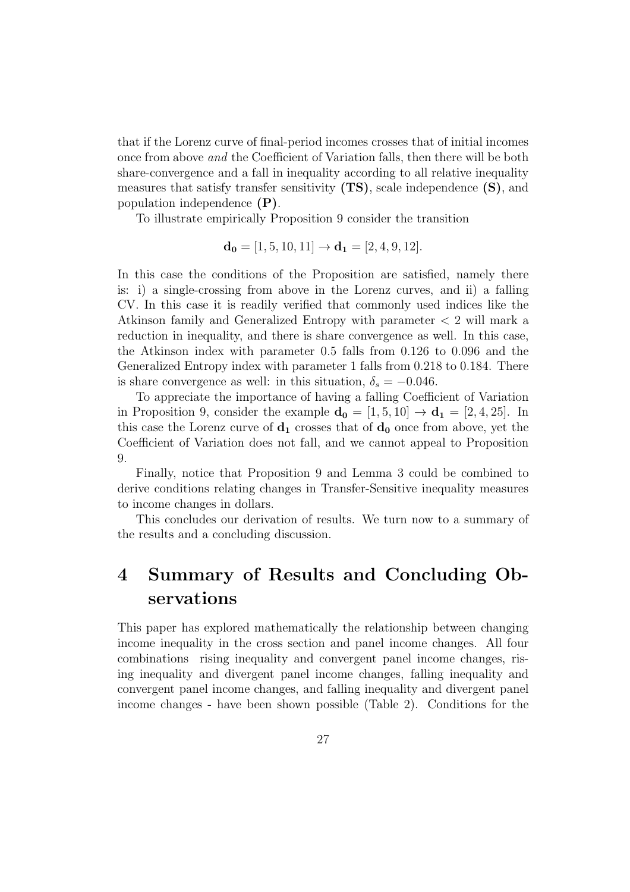that if the Lorenz curve of final-period incomes crosses that of initial incomes once from above *and* the Coefficient of Variation falls, then there will be both share-convergence and a fall in inequality according to all relative inequality measures that satisfy transfer sensitivity **(TS)**, scale independence **(S)**, and population independence **(P)**.

To illustrate empirically Proposition 9 consider the transition

$$\mathbf{d_0} = [1, 5, 10, 11] \rightarrow \mathbf{d_1} = [2, 4, 9, 12].$$

In this case the conditions of the Proposition are satisfied, namely there is: i) a single-crossing from above in the Lorenz curves, and ii) a falling CV. In this case it is readily verified that commonly used indices like the Atkinson family and Generalized Entropy with parameter $< 2$ will mark a reduction in inequality, and there is share convergence as well. In this case, the Atkinson index with parameter 0.5 falls from 0.126 to 0.096 and the Generalized Entropy index with parameter 1 falls from 0.218 to 0.184. There is share convergence as well: in this situation, $\delta_s = -0.046$.

To appreciate the importance of having a falling Coefficient of Variation in Proposition 9, consider the example $\mathbf{d_0} = [1, 5, 10] \rightarrow \mathbf{d_1} = [2, 4, 25]$. In this case the Lorenz curve of $\mathbf{d_1}$ crosses that of $\mathbf{d_0}$ once from above, yet the Coefficient of Variation does not fall, and we cannot appeal to Proposition 9.

Finally, notice that Proposition 9 and Lemma 3 could be combined to derive conditions relating changes in Transfer-Sensitive inequality measures to income changes in dollars.

This concludes our derivation of results. We turn now to a summary of the results and a concluding discussion.

# 4 Summary of Results and Concluding Observations

This paper has explored mathematically the relationship between changing income inequality in the cross section and panel income changes. All four combinations rising inequality and convergent panel income changes, rising inequality and divergent panel income changes, falling inequality and convergent panel income changes, and falling inequality and divergent panel income changes - have been shown possible (Table 2). Conditions for the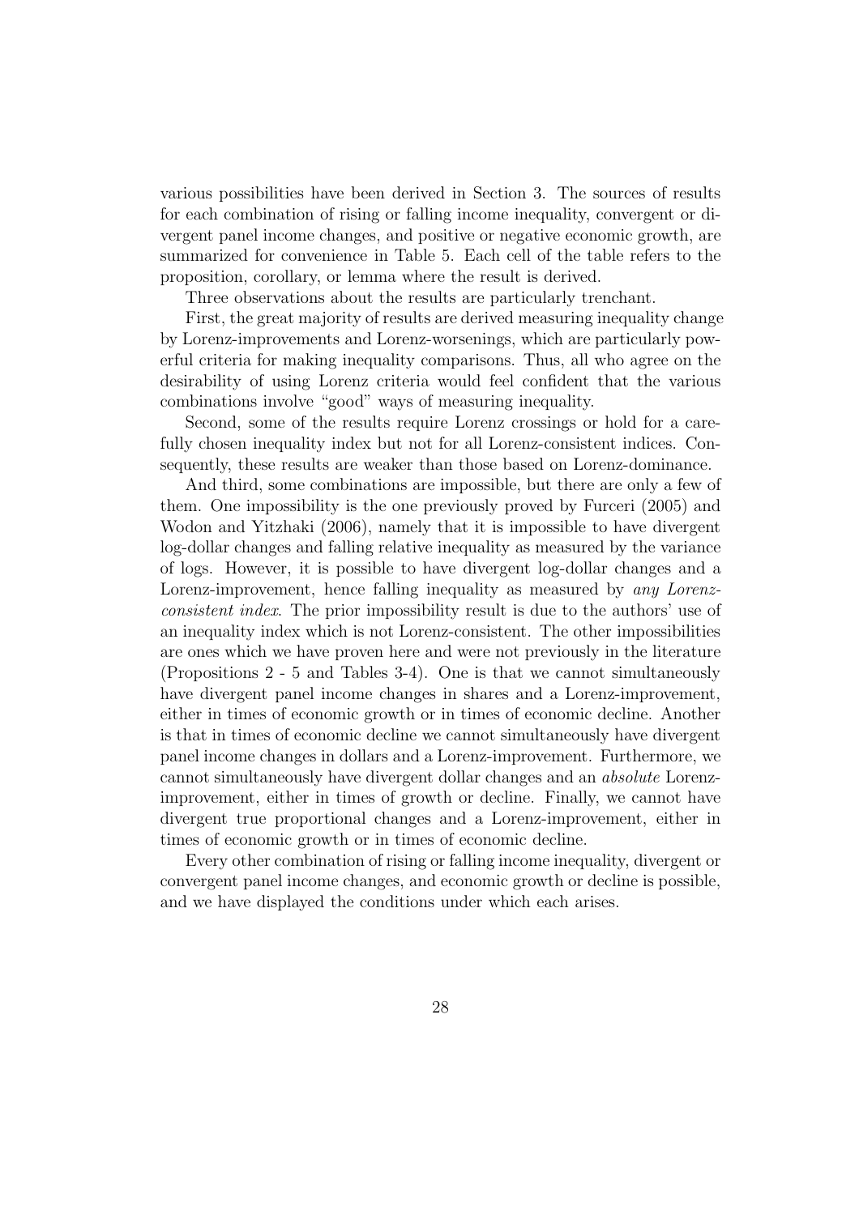various possibilities have been derived in Section 3. The sources of results for each combination of rising or falling income inequality, convergent or divergent panel income changes, and positive or negative economic growth, are summarized for convenience in Table 5. Each cell of the table refers to the proposition, corollary, or lemma where the result is derived.

Three observations about the results are particularly trenchant.

First, the great majority of results are derived measuring inequality change by Lorenz-improvements and Lorenz-worsenings, which are particularly powerful criteria for making inequality comparisons. Thus, all who agree on the desirability of using Lorenz criteria would feel confident that the various combinations involve "good" ways of measuring inequality.

Second, some of the results require Lorenz crossings or hold for a carefully chosen inequality index but not for all Lorenz-consistent indices. Consequently, these results are weaker than those based on Lorenz-dominance.

And third, some combinations are impossible, but there are only a few of them. One impossibility is the one previously proved by Furceri (2005) and Wodon and Yitzhaki (2006), namely that it is impossible to have divergent log-dollar changes and falling relative inequality as measured by the variance of logs. However, it is possible to have divergent log-dollar changes and a Lorenz-improvement, hence falling inequality as measured by *any Lorenz-consistent index*. The prior impossibility result is due to the authors' use of an inequality index which is not Lorenz-consistent. The other impossibilities are ones which we have proven here and were not previously in the literature (Propositions 2 - 5 and Tables 3-4). One is that we cannot simultaneously have divergent panel income changes in shares and a Lorenz-improvement, either in times of economic growth or in times of economic decline. Another is that in times of economic decline we cannot simultaneously have divergent panel income changes in dollars and a Lorenz-improvement. Furthermore, we cannot simultaneously have divergent dollar changes and an *absolute* Lorenz-improvement, either in times of growth or decline. Finally, we cannot have divergent true proportional changes and a Lorenz-improvement, either in times of economic growth or in times of economic decline.

Every other combination of rising or falling income inequality, divergent or convergent panel income changes, and economic growth or decline is possible, and we have displayed the conditions under which each arises.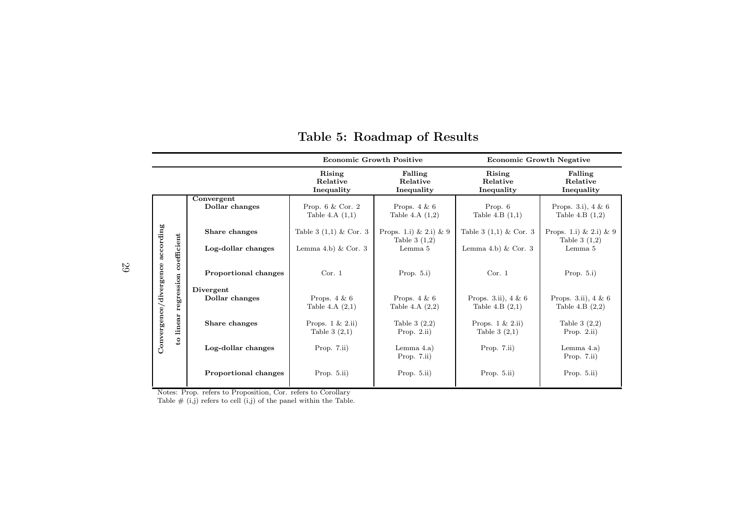## Table 5: Roadmap of Results

| | | Economic Growth Positive | | Economic Growth Negative | |
|---|---|---|---|---|---|
| | | **Rising Relative Inequality** | **Falling Relative Inequality** | **Rising Relative Inequality** | **Falling Relative Inequality** |
| **Convergence/divergence according to linear regression coefficient** | **Convergent** | | | | |
| | **Dollar changes** | Prop. 6 & Cor. 2 Table 4.A (1,1) | Props. 4 & 6 Table 4.A (1,2) | Prop. 6 Table 4.B (1,1) | Props. 3.i), 4 & 6 Table 4.B (1,2) |
| | **Share changes** | Table 3 (1,1) & Cor. 3 | Props. 1.i) & 2.i) & 9 Table 3 (1,2) | Table 3 (1,1) & Cor. 3 | Props. 1.i) & 2.i) & 9 Table 3 (1,2) |
| | **Log-dollar changes** | Lemma 4.b) & Cor. 3 | Lemma 5 | Lemma 4.b) & Cor. 3 | Lemma 5 |
| | **Proportional changes** | Cor. 1 | Prop. 5.i) | Cor. 1 | Prop. 5.i) |
| | **Divergent** | | | | |
| | **Dollar changes** | Props. 4 & 6 Table 4.A (2,1) | Props. 4 & 6 Table 4.A (2,2) | Props. 3.ii), 4 & 6 Table 4.B (2,1) | Props. 3.ii), 4 & 6 Table 4.B (2,2) |
| | **Share changes** | Props. 1 & 2.ii) Table 3 (2,1) | Table 3 (2,2) Prop. 2.ii) | Props. 1 & 2.ii) Table 3 (2,1) | Table 3 (2,2) Prop. 2.ii) |
| | **Log-dollar changes** | Prop. 7.ii) | Lemma 4.a) Prop. 7.ii) | Prop. 7.ii) | Lemma 4.a) Prop. 7.ii) |
| | **Proportional changes** | Prop. 5.ii) | Prop. 5.ii) | Prop. 5.ii) | Prop. 5.ii) |

Notes: Prop. refers to Proposition, Cor. refers to Corollary
Table # (i,j) refers to cell (i,j) of the panel within the Table.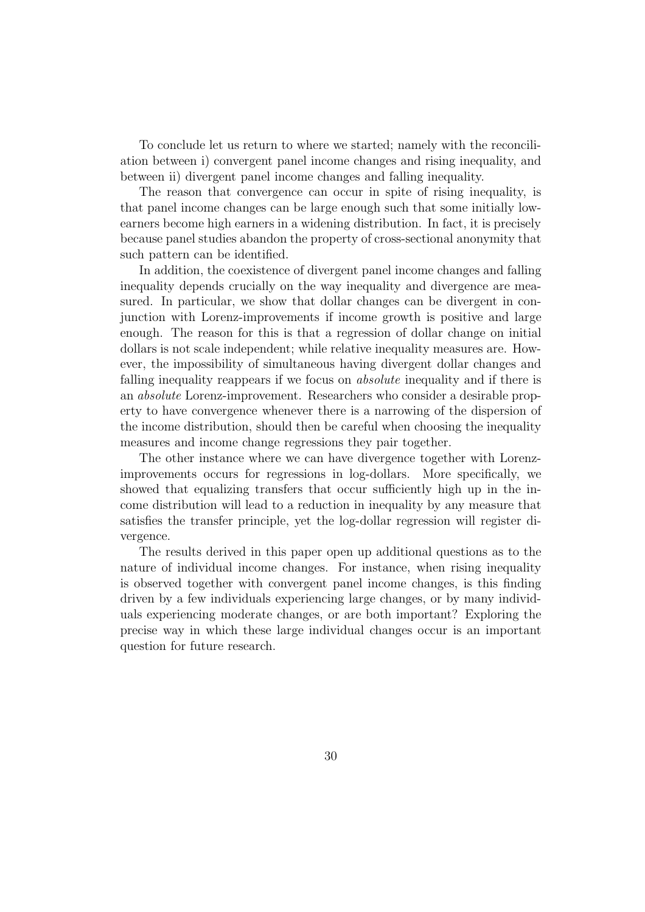To conclude let us return to where we started; namely with the reconciliation between i) convergent panel income changes and rising inequality, and between ii) divergent panel income changes and falling inequality.

The reason that convergence can occur in spite of rising inequality, is that panel income changes can be large enough such that some initially low-earners become high earners in a widening distribution. In fact, it is precisely because panel studies abandon the property of cross-sectional anonymity that such pattern can be identified.

In addition, the coexistence of divergent panel income changes and falling inequality depends crucially on the way inequality and divergence are measured. In particular, we show that dollar changes can be divergent in conjunction with Lorenz-improvements if income growth is positive and large enough. The reason for this is that a regression of dollar change on initial dollars is not scale independent; while relative inequality measures are. However, the impossibility of simultaneous having divergent dollar changes and falling inequality reappears if we focus on *absolute* inequality and if there is an *absolute* Lorenz-improvement. Researchers who consider a desirable property to have convergence whenever there is a narrowing of the dispersion of the income distribution, should then be careful when choosing the inequality measures and income change regressions they pair together.

The other instance where we can have divergence together with Lorenz-improvements occurs for regressions in log-dollars. More specifically, we showed that equalizing transfers that occur sufficiently high up in the income distribution will lead to a reduction in inequality by any measure that satisfies the transfer principle, yet the log-dollar regression will register divergence.

The results derived in this paper open up additional questions as to the nature of individual income changes. For instance, when rising inequality is observed together with convergent panel income changes, is this finding driven by a few individuals experiencing large changes, or by many individuals experiencing moderate changes, or are both important? Exploring the precise way in which these large individual changes occur is an important question for future research.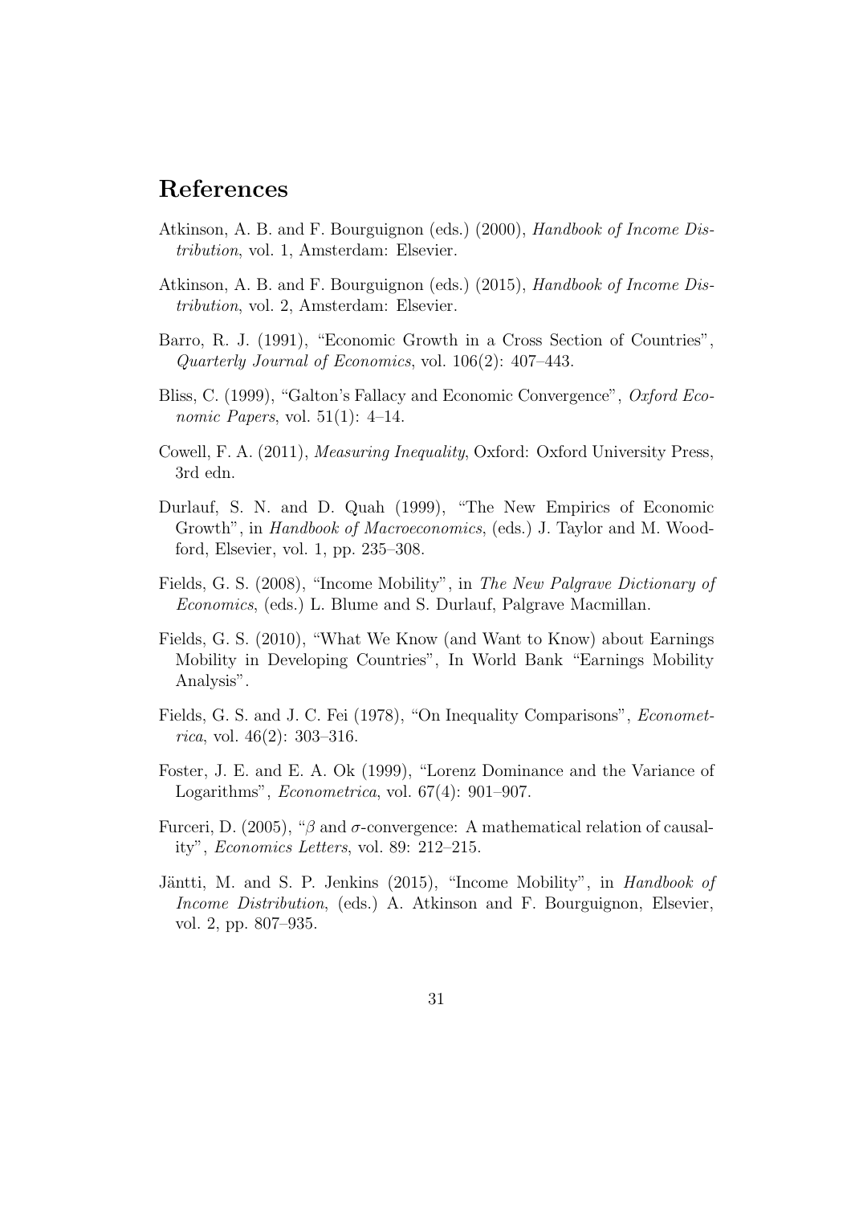## References

Atkinson, A. B. and F. Bourguignon (eds.) (2000), *Handbook of Income Distribution*, vol. 1, Amsterdam: Elsevier.

Atkinson, A. B. and F. Bourguignon (eds.) (2015), *Handbook of Income Distribution*, vol. 2, Amsterdam: Elsevier.

Barro, R. J. (1991), "Economic Growth in a Cross Section of Countries", *Quarterly Journal of Economics*, vol. 106(2): 407–443.

Bliss, C. (1999), "Galton's Fallacy and Economic Convergence", *Oxford Economic Papers*, vol. 51(1): 4–14.

Cowell, F. A. (2011), *Measuring Inequality*, Oxford: Oxford University Press, 3rd edn.

Durlauf, S. N. and D. Quah (1999), "The New Empirics of Economic Growth", in *Handbook of Macroeconomics*, (eds.) J. Taylor and M. Woodford, Elsevier, vol. 1, pp. 235–308.

Fields, G. S. (2008), "Income Mobility", in *The New Palgrave Dictionary of Economics*, (eds.) L. Blume and S. Durlauf, Palgrave Macmillan.

Fields, G. S. (2010), "What We Know (and Want to Know) about Earnings Mobility in Developing Countries", In World Bank "Earnings Mobility Analysis".

Fields, G. S. and J. C. Fei (1978), "On Inequality Comparisons", *Econometrica*, vol. 46(2): 303–316.

Foster, J. E. and E. A. Ok (1999), "Lorenz Dominance and the Variance of Logarithms", *Econometrica*, vol. 67(4): 901–907.

Furceri, D. (2005), "$\beta$ and $\sigma$-convergence: A mathematical relation of causality", *Economics Letters*, vol. 89: 212–215.

Jäntti, M. and S. P. Jenkins (2015), "Income Mobility", in *Handbook of Income Distribution*, (eds.) A. Atkinson and F. Bourguignon, Elsevier, vol. 2, pp. 807–935.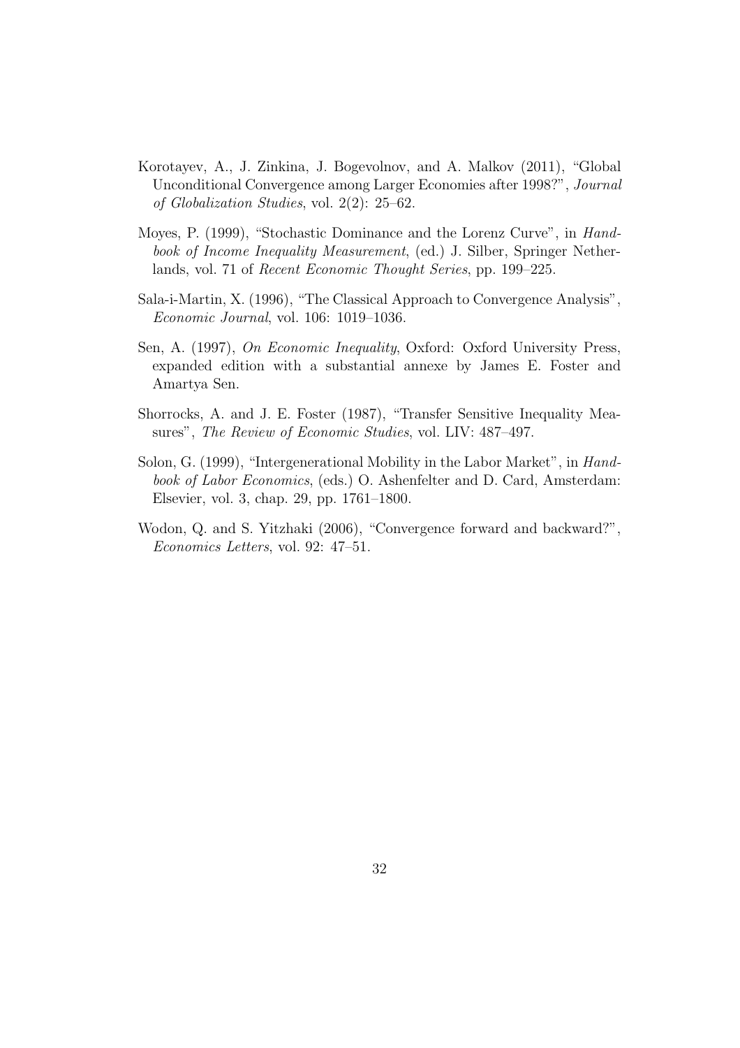Korotayev, A., J. Zinkina, J. Bogevolnov, and A. Malkov (2011), "Global Unconditional Convergence among Larger Economies after 1998?", *Journal of Globalization Studies*, vol. 2(2): 25–62.

Moyes, P. (1999), "Stochastic Dominance and the Lorenz Curve", in *Handbook of Income Inequality Measurement*, (ed.) J. Silber, Springer Netherlands, vol. 71 of *Recent Economic Thought Series*, pp. 199–225.

Sala-i-Martin, X. (1996), "The Classical Approach to Convergence Analysis", *Economic Journal*, vol. 106: 1019–1036.

Sen, A. (1997), *On Economic Inequality*, Oxford: Oxford University Press, expanded edition with a substantial annexe by James E. Foster and Amartya Sen.

Shorrocks, A. and J. E. Foster (1987), "Transfer Sensitive Inequality Measures", *The Review of Economic Studies*, vol. LIV: 487–497.

Solon, G. (1999), "Intergenerational Mobility in the Labor Market", in *Handbook of Labor Economics*, (eds.) O. Ashenfelter and D. Card, Amsterdam: Elsevier, vol. 3, chap. 29, pp. 1761–1800.

Wodon, Q. and S. Yitzhaki (2006), "Convergence forward and backward?", *Economics Letters*, vol. 92: 47–51.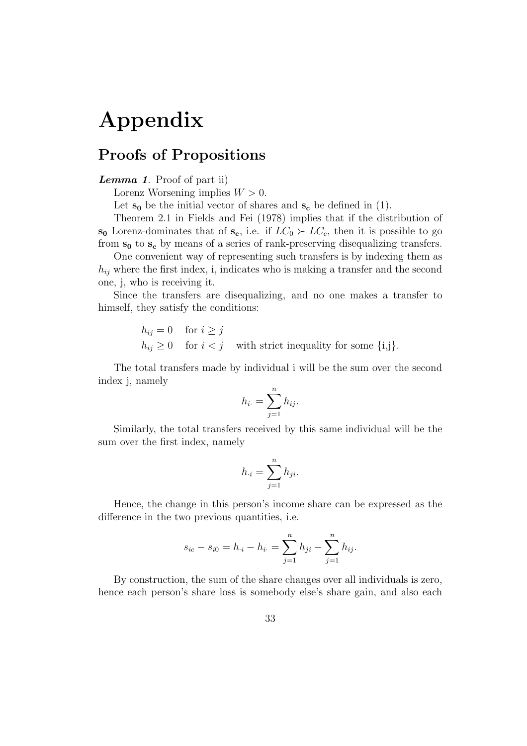# Appendix

## Proofs of Propositions

***Lemma 1***. Proof of part ii)

Lorenz Worsening implies $W > 0$.

Let $\mathbf{s_0}$ be the initial vector of shares and $\mathbf{s_c}$ be defined in (1).

Theorem 2.1 in Fields and Fei (1978) implies that if the distribution of $\mathbf{s_0}$ Lorenz-dominates that of $\mathbf{s_c}$, i.e. if $LC_0 \succ LC_c$, then it is possible to go from $\mathbf{s_0}$ to $\mathbf{s_c}$ by means of a series of rank-preserving disequalizing transfers.

One convenient way of representing such transfers is by indexing them as $h_{ij}$ where the first index, i, indicates who is making a transfer and the second one, j, who is receiving it.

Since the transfers are disequalizing, and no one makes a transfer to himself, they satisfy the conditions:

$$
\begin{aligned}
&h_{ij} = 0 \quad \text{for } i \geq j \\
&h_{ij} \geq 0 \quad \text{for } i < j \quad \text{with strict inequality for some \{i,j\}.}
\end{aligned}
$$

The total transfers made by individual i will be the sum over the second index j, namely

$$h_{i\cdot} = \sum_{j=1}^{n} h_{ij}.$$

Similarly, the total transfers received by this same individual will be the sum over the first index, namely

$$h_{\cdot i} = \sum_{j=1}^{n} h_{ji}.$$

Hence, the change in this person's income share can be expressed as the difference in the two previous quantities, i.e.

$$s_{ic} - s_{i0} = h_{\cdot i} - h_{i\cdot} = \sum_{j=1}^{n} h_{ji} - \sum_{j=1}^{n} h_{ij}.$$

By construction, the sum of the share changes over all individuals is zero, hence each person's share loss is somebody else's share gain, and also each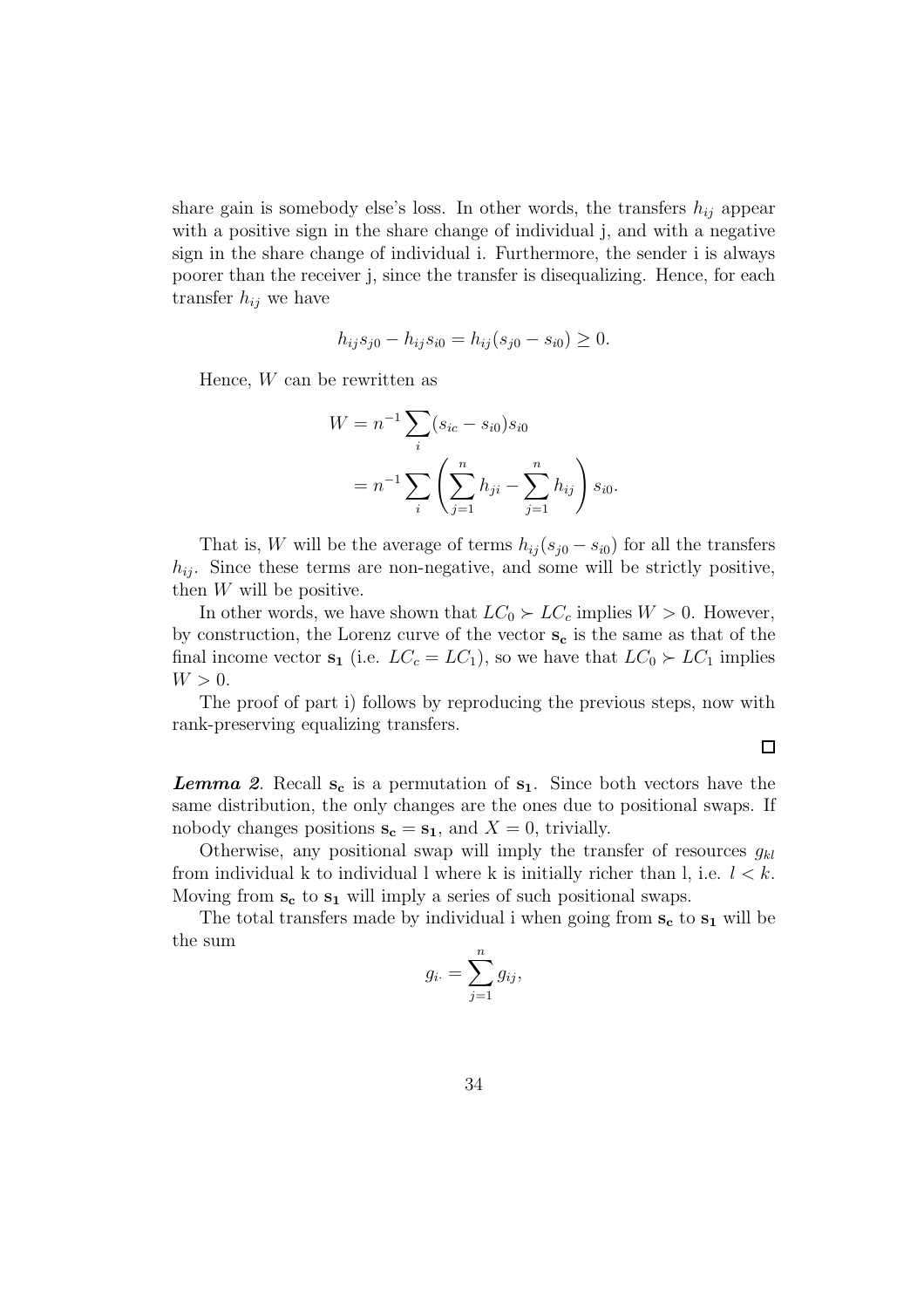share gain is somebody else's loss. In other words, the transfers $h_{ij}$ appear with a positive sign in the share change of individual j, and with a negative sign in the share change of individual i. Furthermore, the sender i is always poorer than the receiver j, since the transfer is disequalizing. Hence, for each transfer $h_{ij}$ we have

$$h_{ij}s_{j0} - h_{ij}s_{i0} = h_{ij}(s_{j0} - s_{i0}) \geq 0.$$

Hence, $W$ can be rewritten as

$$\begin{aligned} W &= n^{-1} \sum_{i} (s_{ic} - s_{i0}) s_{i0} \\ &= n^{-1} \sum_{i} \left( \sum_{j=1}^{n} h_{ji} - \sum_{j=1}^{n} h_{ij} \right) s_{i0}. \end{aligned}$$

That is, $W$ will be the average of terms $h_{ij}(s_{j0} - s_{i0})$ for all the transfers $h_{ij}$. Since these terms are non-negative, and some will be strictly positive, then $W$ will be positive.

In other words, we have shown that $LC_0 \succ LC_c$ implies $W > 0$. However, by construction, the Lorenz curve of the vector $\mathbf{s_c}$ is the same as that of the final income vector $\mathbf{s_1}$ (i.e. $LC_c = LC_1$), so we have that $LC_0 \succ LC_1$ implies $W > 0$.

The proof of part i) follows by reproducing the previous steps, now with rank-preserving equalizing transfers.

□

***Lemma 2.*** Recall $\mathbf{s_c}$ is a permutation of $\mathbf{s_1}$. Since both vectors have the same distribution, the only changes are the ones due to positional swaps. If nobody changes positions $\mathbf{s_c} = \mathbf{s_1}$, and $X = 0$, trivially.

Otherwise, any positional swap will imply the transfer of resources $g_{kl}$ from individual k to individual l where k is initially richer than l, i.e. $l < k$. Moving from $\mathbf{s_c}$ to $\mathbf{s_1}$ will imply a series of such positional swaps.

The total transfers made by individual i when going from $\mathbf{s_c}$ to $\mathbf{s_1}$ will be the sum

$$g_{i\cdot} = \sum_{j=1}^{n} g_{ij},$$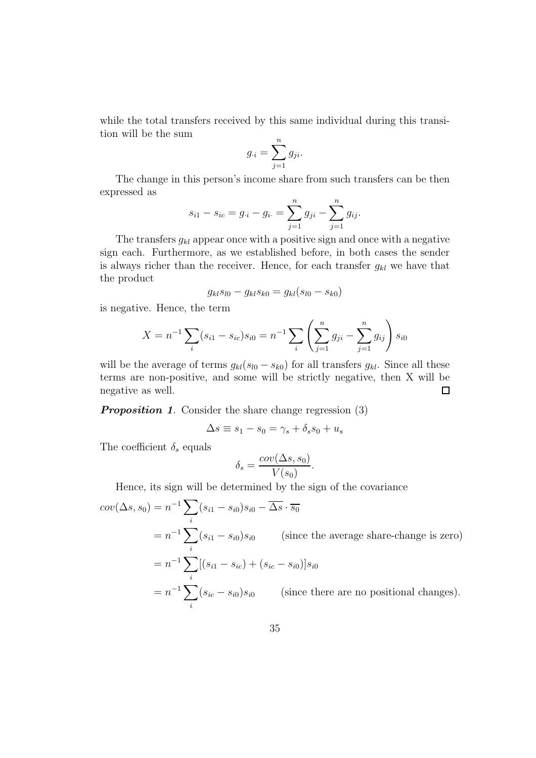while the total transfers received by this same individual during this transition will be the sum

$$g_{\cdot i} = \sum_{j=1}^{n} g_{ji}.$$

The change in this person's income share from such transfers can be then expressed as

$$s_{i1} - s_{ic} = g_{\cdot i} - g_{i\cdot} = \sum_{j=1}^{n} g_{ji} - \sum_{j=1}^{n} g_{ij}.$$

The transfers $g_{kl}$ appear once with a positive sign and once with a negative sign each. Furthermore, as we established before, in both cases the sender is always richer than the receiver. Hence, for each transfer $g_{kl}$ we have that the product

$$g_{kl}s_{l0} - g_{kl}s_{k0} = g_{kl}(s_{l0} - s_{k0})$$

is negative. Hence, the term

$$X = n^{-1}\sum_{i}(s_{i1} - s_{ic})s_{i0} = n^{-1}\sum_{i}\left(\sum_{j=1}^{n} g_{ji} - \sum_{j=1}^{n} g_{ij}\right)s_{i0}$$

will be the average of terms $g_{kl}(s_{l0} - s_{k0})$ for all transfers $g_{kl}$. Since all these terms are non-positive, and some will be strictly negative, then X will be negative as well. □

***Proposition 1***. Consider the share change regression (3)

$$\Delta s \equiv s_1 - s_0 = \gamma_s + \delta_s s_0 + u_s$$

The coefficient $\delta_s$ equals

$$\delta_s = \frac{cov(\Delta s, s_0)}{V(s_0)}.$$

Hence, its sign will be determined by the sign of the covariance

$$\begin{aligned}
cov(\Delta s, s_0) &= n^{-1}\sum_{i}(s_{i1} - s_{i0})s_{i0} - \overline{\Delta s}\cdot\overline{s_0} \\
&= n^{-1}\sum_{i}(s_{i1} - s_{i0})s_{i0} \qquad \text{(since the average share-change is zero)} \\
&= n^{-1}\sum_{i}[(s_{i1} - s_{ic}) + (s_{ic} - s_{i0})]s_{i0} \\
&= n^{-1}\sum_{i}(s_{ic} - s_{i0})s_{i0} \qquad \text{(since there are no positional changes).}
\end{aligned}$$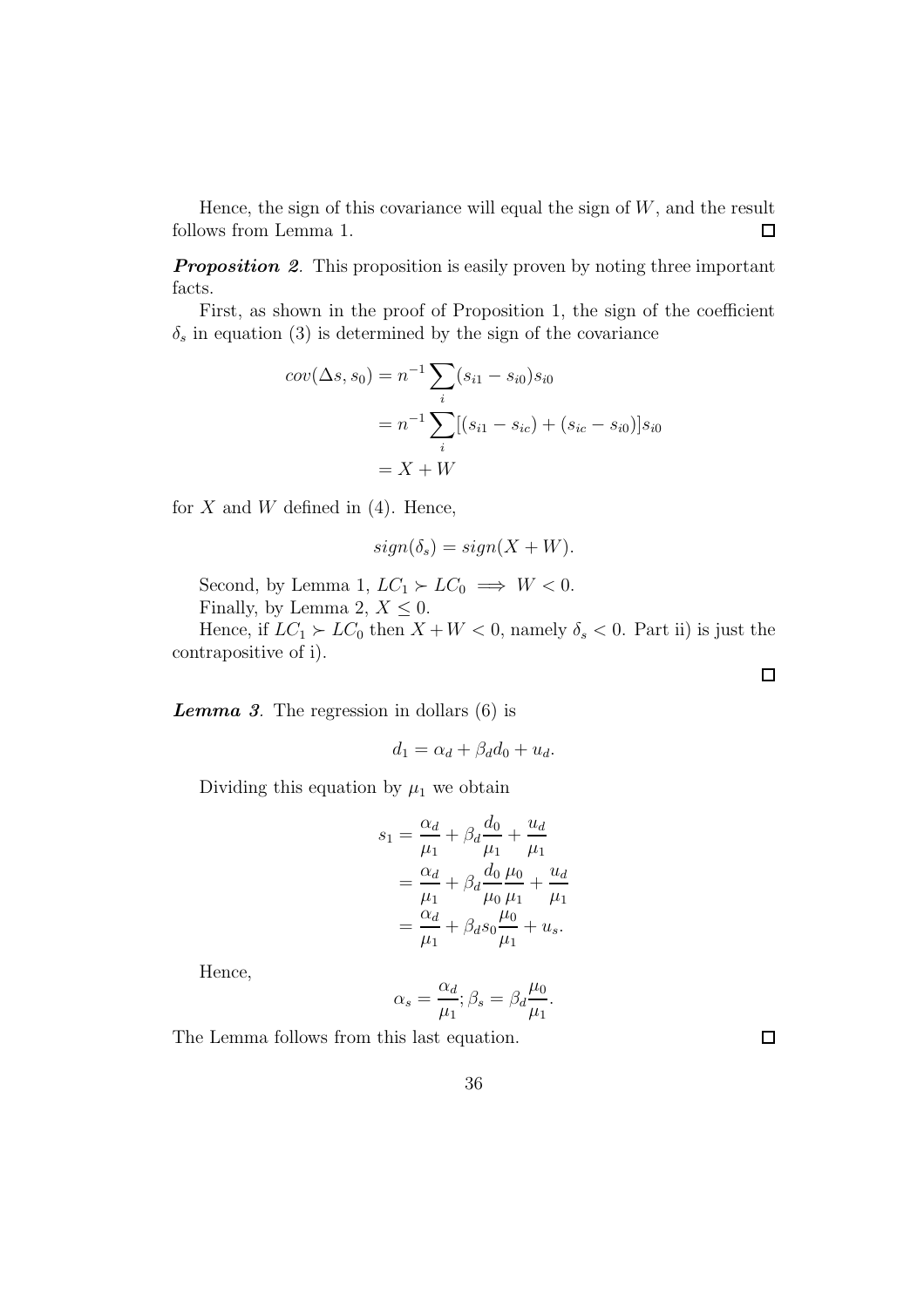Hence, the sign of this covariance will equal the sign of $W$, and the result follows from Lemma 1. $\square$

***Proposition 2***. This proposition is easily proven by noting three important facts.

First, as shown in the proof of Proposition 1, the sign of the coefficient $\delta_s$ in equation (3) is determined by the sign of the covariance

$$\begin{aligned} cov(\Delta s, s_0) &= n^{-1} \sum_i (s_{i1} - s_{i0}) s_{i0} \\ &= n^{-1} \sum_i [(s_{i1} - s_{ic}) + (s_{ic} - s_{i0})] s_{i0} \\ &= X + W \end{aligned}$$

for $X$ and $W$ defined in (4). Hence,

$$sign(\delta_s) = sign(X + W).$$

Second, by Lemma 1, $LC_1 \succ LC_0 \implies W < 0$.

Finally, by Lemma 2, $X \leq 0$.

Hence, if $LC_1 \succ LC_0$ then $X + W < 0$, namely $\delta_s < 0$. Part ii) is just the contrapositive of i).

$\square$

***Lemma 3***. The regression in dollars (6) is

$$d_1 = \alpha_d + \beta_d d_0 + u_d.$$

Dividing this equation by $\mu_1$ we obtain

$$\begin{aligned} s_1 &= \frac{\alpha_d}{\mu_1} + \beta_d \frac{d_0}{\mu_1} + \frac{u_d}{\mu_1} \\ &= \frac{\alpha_d}{\mu_1} + \beta_d \frac{d_0}{\mu_0} \frac{\mu_0}{\mu_1} + \frac{u_d}{\mu_1} \\ &= \frac{\alpha_d}{\mu_1} + \beta_d s_0 \frac{\mu_0}{\mu_1} + u_s. \end{aligned}$$

Hence,

$$\alpha_s = \frac{\alpha_d}{\mu_1}; \beta_s = \beta_d \frac{\mu_0}{\mu_1}.$$

The Lemma follows from this last equation. $\square$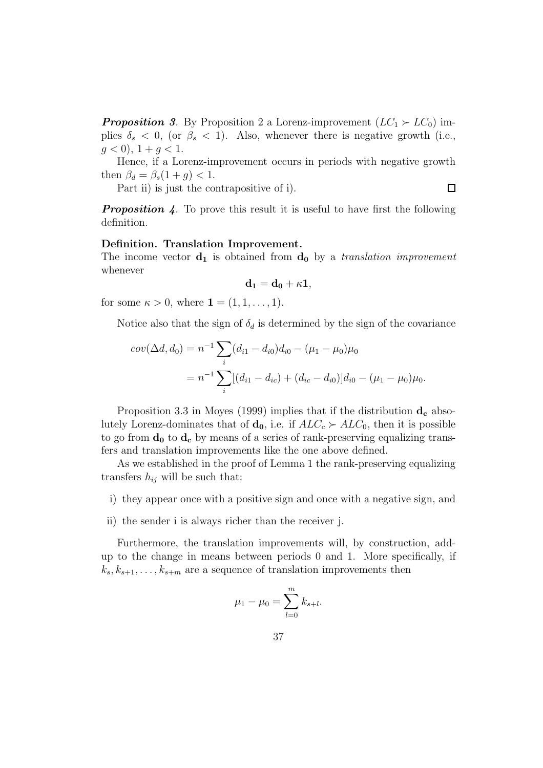***Proposition 3***. By Proposition 2 a Lorenz-improvement ($LC_1 \succ LC_0$) implies $\delta_s < 0$, (or $\beta_s < 1$). Also, whenever there is negative growth (i.e., $g < 0$), $1 + g < 1$.

Hence, if a Lorenz-improvement occurs in periods with negative growth then $\beta_d = \beta_s(1 + g) < 1$.

Part ii) is just the contrapositive of i). □

***Proposition 4***. To prove this result it is useful to have first the following definition.

**Definition. Translation Improvement.**
The income vector $\mathbf{d_1}$ is obtained from $\mathbf{d_0}$ by a *translation improvement* whenever

$$\mathbf{d_1} = \mathbf{d_0} + \kappa\mathbf{1},$$

for some $\kappa > 0$, where $\mathbf{1} = (1, 1, \ldots, 1)$.

Notice also that the sign of $\delta_d$ is determined by the sign of the covariance

$$\begin{aligned} cov(\Delta d, d_0) &= n^{-1}\sum_i (d_{i1} - d_{i0})d_{i0} - (\mu_1 - \mu_0)\mu_0 \\ &= n^{-1}\sum_i [(d_{i1} - d_{ic}) + (d_{ic} - d_{i0})]d_{i0} - (\mu_1 - \mu_0)\mu_0. \end{aligned}$$

Proposition 3.3 in Moyes (1999) implies that if the distribution $\mathbf{d_c}$ absolutely Lorenz-dominates that of $\mathbf{d_0}$, i.e. if $ALC_c \succ ALC_0$, then it is possible to go from $\mathbf{d_0}$ to $\mathbf{d_c}$ by means of a series of rank-preserving equalizing transfers and translation improvements like the one above defined.

As we established in the proof of Lemma 1 the rank-preserving equalizing transfers $h_{ij}$ will be such that:

i) they appear once with a positive sign and once with a negative sign, and

ii) the sender i is always richer than the receiver j.

Furthermore, the translation improvements will, by construction, add-up to the change in means between periods 0 and 1. More specifically, if $k_s, k_{s+1}, \ldots, k_{s+m}$ are a sequence of translation improvements then

$$\mu_1 - \mu_0 = \sum_{l=0}^{m} k_{s+l}.$$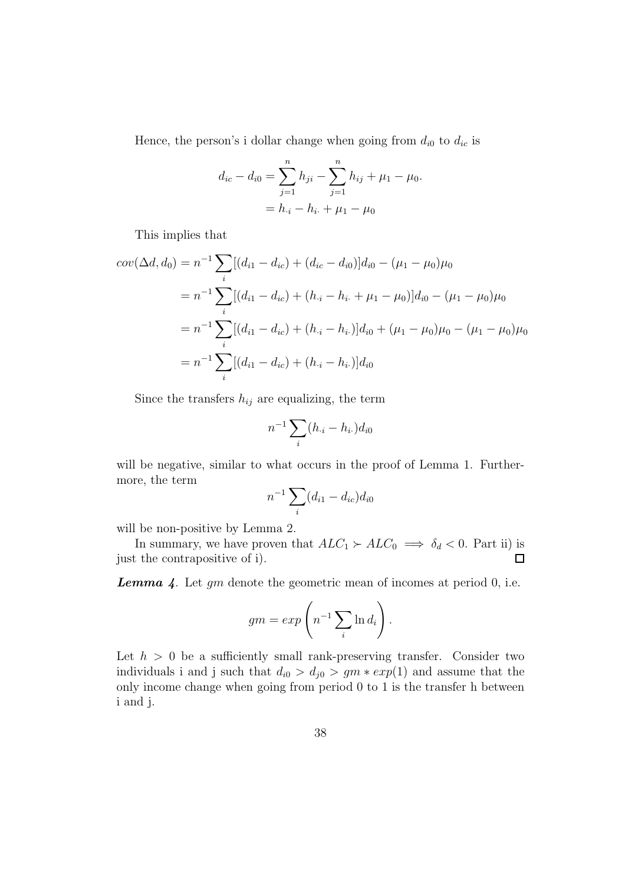Hence, the person's i dollar change when going from $d_{i0}$ to $d_{ic}$ is

$$
\begin{aligned}
d_{ic} - d_{i0} &= \sum_{j=1}^{n} h_{ji} - \sum_{j=1}^{n} h_{ij} + \mu_1 - \mu_0. \\
&= h_{\cdot i} - h_{i \cdot} + \mu_1 - \mu_0
\end{aligned}
$$

This implies that

$$
\begin{aligned}
cov(\Delta d, d_0) &= n^{-1} \sum_i [(d_{i1} - d_{ic}) + (d_{ic} - d_{i0})] d_{i0} - (\mu_1 - \mu_0)\mu_0 \\
&= n^{-1} \sum_i [(d_{i1} - d_{ic}) + (h_{\cdot i} - h_{i \cdot} + \mu_1 - \mu_0)] d_{i0} - (\mu_1 - \mu_0)\mu_0 \\
&= n^{-1} \sum_i [(d_{i1} - d_{ic}) + (h_{\cdot i} - h_{i \cdot})] d_{i0} + (\mu_1 - \mu_0)\mu_0 - (\mu_1 - \mu_0)\mu_0 \\
&= n^{-1} \sum_i [(d_{i1} - d_{ic}) + (h_{\cdot i} - h_{i \cdot})] d_{i0}
\end{aligned}
$$

Since the transfers $h_{ij}$ are equalizing, the term

$$
n^{-1} \sum_i (h_{\cdot i} - h_{i \cdot}) d_{i0}
$$

will be negative, similar to what occurs in the proof of Lemma 1. Furthermore, the term

$$
n^{-1} \sum_i (d_{i1} - d_{ic}) d_{i0}
$$

will be non-positive by Lemma 2.

In summary, we have proven that $ALC_1 \succ ALC_0 \implies \delta_d < 0$. Part ii) is just the contrapositive of i). □

***Lemma 4***. Let $gm$ denote the geometric mean of incomes at period 0, i.e.

$$
gm = exp\left(n^{-1} \sum_i \ln d_i\right).
$$

Let $h > 0$ be a sufficiently small rank-preserving transfer. Consider two individuals i and j such that $d_{i0} > d_{j0} > gm * exp(1)$ and assume that the only income change when going from period 0 to 1 is the transfer h between i and j.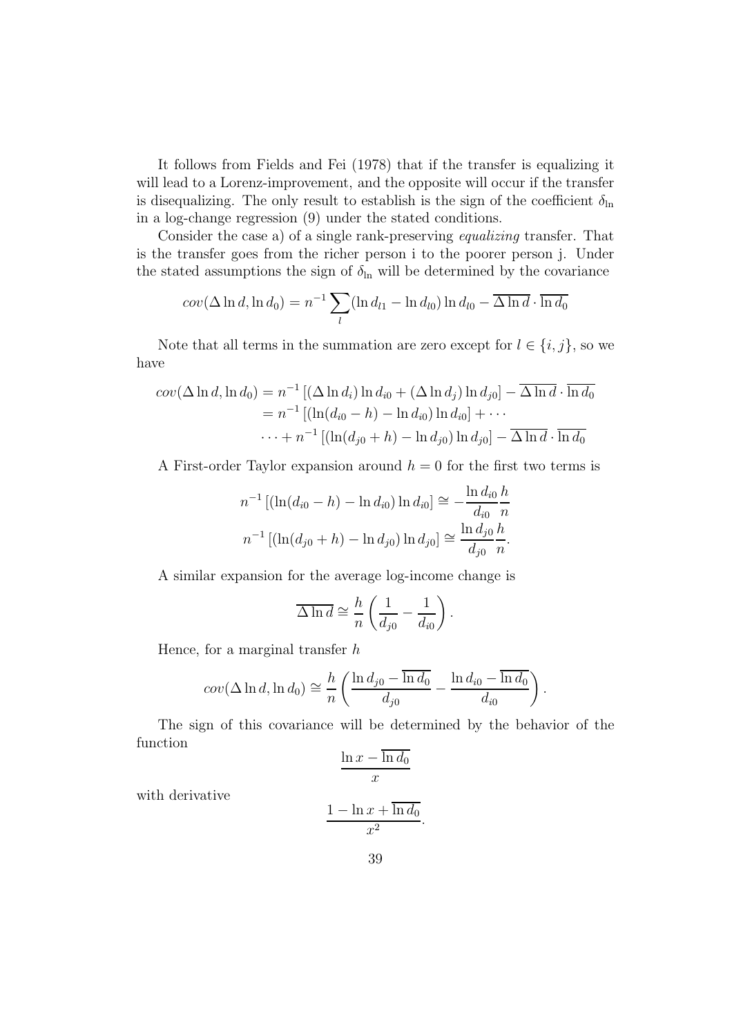It follows from Fields and Fei (1978) that if the transfer is equalizing it will lead to a Lorenz-improvement, and the opposite will occur if the transfer is disequalizing. The only result to establish is the sign of the coefficient $\delta_{\ln}$ in a log-change regression (9) under the stated conditions.

Consider the case a) of a single rank-preserving *equalizing* transfer. That is the transfer goes from the richer person i to the poorer person j. Under the stated assumptions the sign of $\delta_{\ln}$ will be determined by the covariance

$$cov(\Delta \ln d, \ln d_0) = n^{-1} \sum_l (\ln d_{l1} - \ln d_{l0}) \ln d_{l0} - \overline{\Delta \ln d} \cdot \overline{\ln d_0}$$

Note that all terms in the summation are zero except for $l \in \{i, j\}$, so we have

$$\begin{aligned}
cov(\Delta \ln d, \ln d_0) &= n^{-1} \left[ (\Delta \ln d_i) \ln d_{i0} + (\Delta \ln d_j) \ln d_{j0} \right] - \overline{\Delta \ln d} \cdot \overline{\ln d_0} \\
&= n^{-1} \left[ (\ln(d_{i0} - h) - \ln d_{i0}) \ln d_{i0} \right] + \cdots \\
&\cdots + n^{-1} \left[ (\ln(d_{j0} + h) - \ln d_{j0}) \ln d_{j0} \right] - \overline{\Delta \ln d} \cdot \overline{\ln d_0}
\end{aligned}$$

A First-order Taylor expansion around $h = 0$ for the first two terms is

$$\begin{aligned}
n^{-1} \left[ (\ln(d_{i0} - h) - \ln d_{i0}) \ln d_{i0} \right] &\cong -\frac{\ln d_{i0}}{d_{i0}} \frac{h}{n} \\
n^{-1} \left[ (\ln(d_{j0} + h) - \ln d_{j0}) \ln d_{j0} \right] &\cong \frac{\ln d_{j0}}{d_{j0}} \frac{h}{n}.
\end{aligned}$$

A similar expansion for the average log-income change is

$$\overline{\Delta \ln d} \cong \frac{h}{n} \left( \frac{1}{d_{j0}} - \frac{1}{d_{i0}} \right).$$

Hence, for a marginal transfer $h$

$$cov(\Delta \ln d, \ln d_0) \cong \frac{h}{n} \left( \frac{\ln d_{j0} - \overline{\ln d_0}}{d_{j0}} - \frac{\ln d_{i0} - \overline{\ln d_0}}{d_{i0}} \right).$$

The sign of this covariance will be determined by the behavior of the function

$$\frac{\ln x - \overline{\ln d_0}}{x}$$

with derivative

$$\frac{1 - \ln x + \overline{\ln d_0}}{x^2}.$$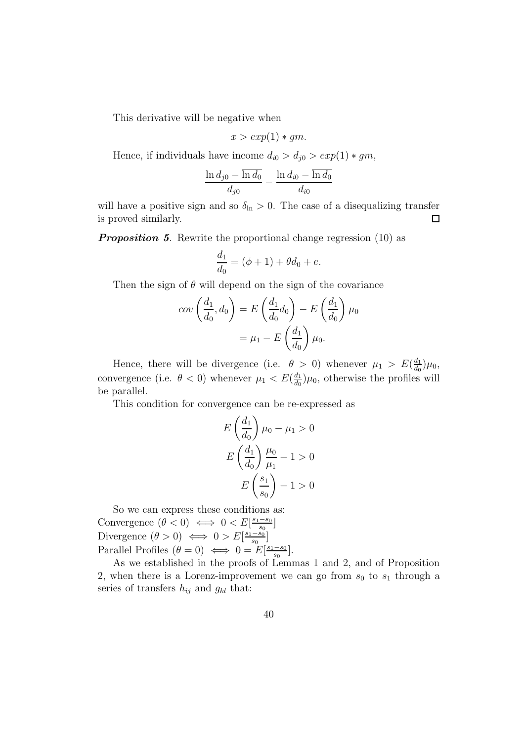This derivative will be negative when

$$x > exp(1) * gm.$$

Hence, if individuals have income $d_{i0} > d_{j0} > exp(1) * gm$,

$$\frac{\ln d_{j0} - \overline{\ln d_0}}{d_{j0}} - \frac{\ln d_{i0} - \overline{\ln d_0}}{d_{i0}}$$

will have a positive sign and so $\delta_{\ln} > 0$. The case of a disequalizing transfer is proved similarly. □

***Proposition 5***. Rewrite the proportional change regression (10) as

$$\frac{d_1}{d_0} = (\phi + 1) + \theta d_0 + e.$$

Then the sign of $\theta$ will depend on the sign of the covariance

$$\begin{aligned} cov\left(\frac{d_1}{d_0}, d_0\right) &= E\left(\frac{d_1}{d_0} d_0\right) - E\left(\frac{d_1}{d_0}\right)\mu_0 \\ &= \mu_1 - E\left(\frac{d_1}{d_0}\right)\mu_0. \end{aligned}$$

Hence, there will be divergence (i.e. $\theta > 0$) whenever $\mu_1 > E(\frac{d_1}{d_0})\mu_0$, convergence (i.e. $\theta < 0$) whenever $\mu_1 < E(\frac{d_1}{d_0})\mu_0$, otherwise the profiles will be parallel.

This condition for convergence can be re-expressed as

$$\begin{aligned} E\left(\frac{d_1}{d_0}\right)\mu_0 - \mu_1 &> 0 \\ E\left(\frac{d_1}{d_0}\right)\frac{\mu_0}{\mu_1} - 1 &> 0 \\ E\left(\frac{s_1}{s_0}\right) - 1 &> 0 \end{aligned}$$

So we can express these conditions as:
Convergence ($\theta < 0$) $\iff 0 < E[\frac{s_1 - s_0}{s_0}]$
Divergence ($\theta > 0$) $\iff 0 > E[\frac{s_1 - s_0}{s_0}]$
Parallel Profiles ($\theta = 0$) $\iff 0 = E[\frac{s_1 - s_0}{s_0}]$.

As we established in the proofs of Lemmas 1 and 2, and of Proposition 2, when there is a Lorenz-improvement we can go from $s_0$ to $s_1$ through a series of transfers $h_{ij}$ and $g_{kl}$ that: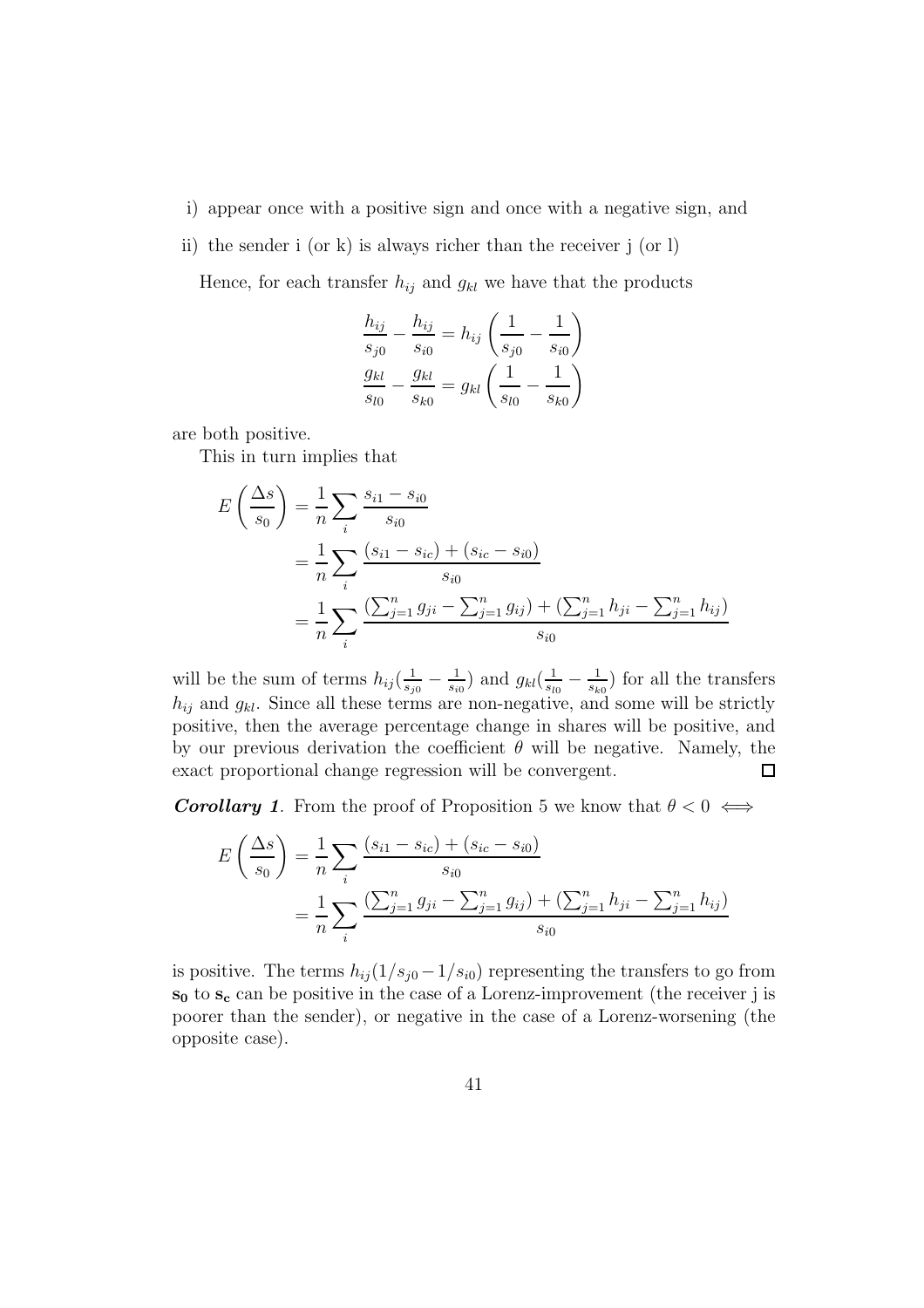i) appear once with a positive sign and once with a negative sign, and

ii) the sender i (or k) is always richer than the receiver j (or l)

Hence, for each transfer $h_{ij}$ and $g_{kl}$ we have that the products

$$\frac{h_{ij}}{s_{j0}} - \frac{h_{ij}}{s_{i0}} = h_{ij}\left(\frac{1}{s_{j0}} - \frac{1}{s_{i0}}\right)$$
$$\frac{g_{kl}}{s_{l0}} - \frac{g_{kl}}{s_{k0}} = g_{kl}\left(\frac{1}{s_{l0}} - \frac{1}{s_{k0}}\right)$$

are both positive.

This in turn implies that

$$\begin{aligned}
E\left(\frac{\Delta s}{s_0}\right) &= \frac{1}{n}\sum_i \frac{s_{i1} - s_{i0}}{s_{i0}} \\
&= \frac{1}{n}\sum_i \frac{(s_{i1} - s_{ic}) + (s_{ic} - s_{i0})}{s_{i0}} \\
&= \frac{1}{n}\sum_i \frac{(\sum_{j=1}^n g_{ji} - \sum_{j=1}^n g_{ij}) + (\sum_{j=1}^n h_{ji} - \sum_{j=1}^n h_{ij})}{s_{i0}}
\end{aligned}$$

will be the sum of terms $h_{ij}(\frac{1}{s_{j0}} - \frac{1}{s_{i0}})$ and $g_{kl}(\frac{1}{s_{l0}} - \frac{1}{s_{k0}})$ for all the transfers $h_{ij}$ and $g_{kl}$. Since all these terms are non-negative, and some will be strictly positive, then the average percentage change in shares will be positive, and by our previous derivation the coefficient $\theta$ will be negative. Namely, the exact proportional change regression will be convergent. □

***Corollary 1***. From the proof of Proposition 5 we know that $\theta < 0 \iff$

$$\begin{aligned}
E\left(\frac{\Delta s}{s_0}\right) &= \frac{1}{n}\sum_i \frac{(s_{i1} - s_{ic}) + (s_{ic} - s_{i0})}{s_{i0}} \\
&= \frac{1}{n}\sum_i \frac{(\sum_{j=1}^n g_{ji} - \sum_{j=1}^n g_{ij}) + (\sum_{j=1}^n h_{ji} - \sum_{j=1}^n h_{ij})}{s_{i0}}
\end{aligned}$$

is positive. The terms $h_{ij}(1/s_{j0} - 1/s_{i0})$ representing the transfers to go from $\mathbf{s_0}$ to $\mathbf{s_c}$ can be positive in the case of a Lorenz-improvement (the receiver j is poorer than the sender), or negative in the case of a Lorenz-worsening (the opposite case).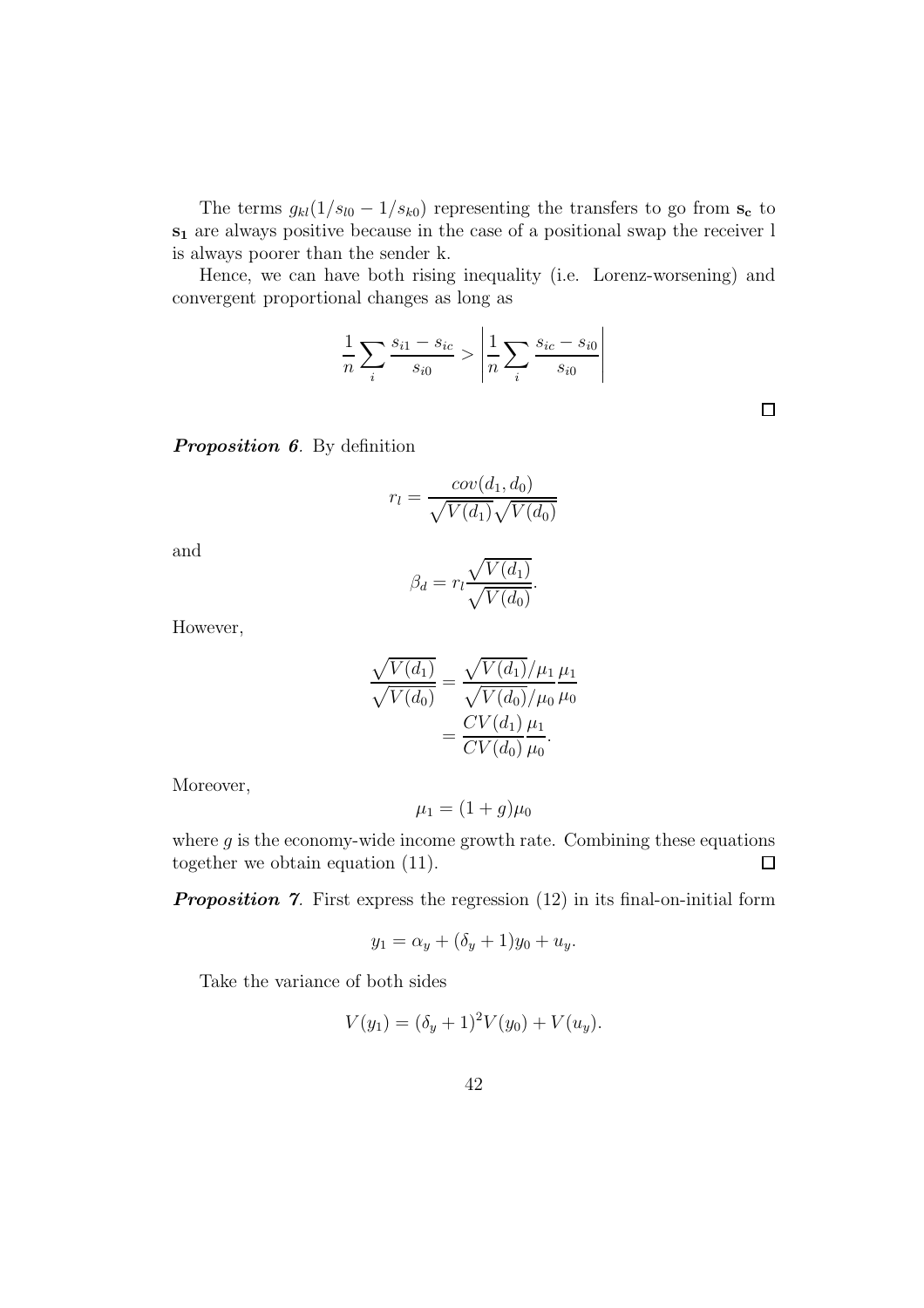The terms $g_{kl}(1/s_{l0} - 1/s_{k0})$ representing the transfers to go from $\mathbf{s_c}$ to $\mathbf{s_1}$ are always positive because in the case of a positional swap the receiver l is always poorer than the sender k.

Hence, we can have both rising inequality (i.e. Lorenz-worsening) and convergent proportional changes as long as

$$\frac{1}{n}\sum_i \frac{s_{i1} - s_{ic}}{s_{i0}} > \left| \frac{1}{n}\sum_i \frac{s_{ic} - s_{i0}}{s_{i0}} \right|$$

$\square$

***Proposition 6***. By definition

$$r_l = \frac{cov(d_1, d_0)}{\sqrt{V(d_1)}\sqrt{V(d_0)}}$$

and

$$\beta_d = r_l \frac{\sqrt{V(d_1)}}{\sqrt{V(d_0)}}.$$

However,

$$\frac{\sqrt{V(d_1)}}{\sqrt{V(d_0)}} = \frac{\sqrt{V(d_1)}/\mu_1}{\sqrt{V(d_0)}/\mu_0}\frac{\mu_1}{\mu_0} = \frac{CV(d_1)}{CV(d_0)}\frac{\mu_1}{\mu_0}.$$

Moreover,

$$\mu_1 = (1+g)\mu_0$$

where $g$ is the economy-wide income growth rate. Combining these equations together we obtain equation (11). $\square$

***Proposition 7***. First express the regression (12) in its final-on-initial form

$$y_1 = \alpha_y + (\delta_y + 1)y_0 + u_y.$$

Take the variance of both sides

$$V(y_1) = (\delta_y + 1)^2 V(y_0) + V(u_y).$$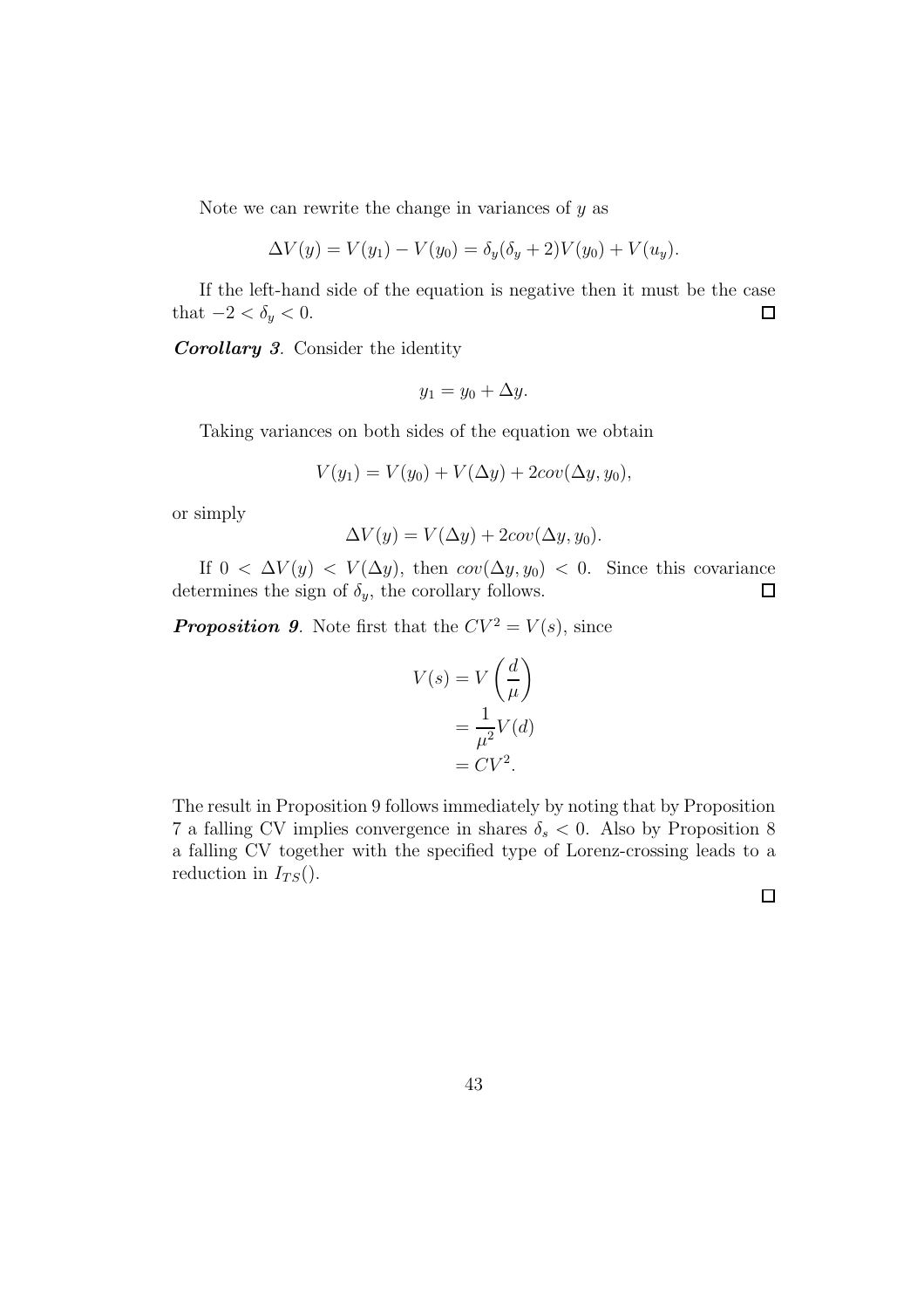Note we can rewrite the change in variances of $y$ as

$$\Delta V(y) = V(y_1) - V(y_0) = \delta_y(\delta_y + 2)V(y_0) + V(u_y).$$

If the left-hand side of the equation is negative then it must be the case that $-2 < \delta_y < 0$. □

***Corollary 3***. Consider the identity

$$y_1 = y_0 + \Delta y.$$

Taking variances on both sides of the equation we obtain

$$V(y_1) = V(y_0) + V(\Delta y) + 2cov(\Delta y, y_0),$$

or simply

$$\Delta V(y) = V(\Delta y) + 2cov(\Delta y, y_0).$$

If $0 < \Delta V(y) < V(\Delta y)$, then $cov(\Delta y, y_0) < 0$. Since this covariance determines the sign of $\delta_y$, the corollary follows. □

***Proposition 9***. Note first that the $CV^2 = V(s)$, since

$$\begin{aligned} V(s) &= V\left(\frac{d}{\mu}\right) \\ &= \frac{1}{\mu^2}V(d) \\ &= CV^2. \end{aligned}$$

The result in Proposition 9 follows immediately by noting that by Proposition 7 a falling CV implies convergence in shares $\delta_s < 0$. Also by Proposition 8 a falling CV together with the specified type of Lorenz-crossing leads to a reduction in $I_{TS}()$.

□